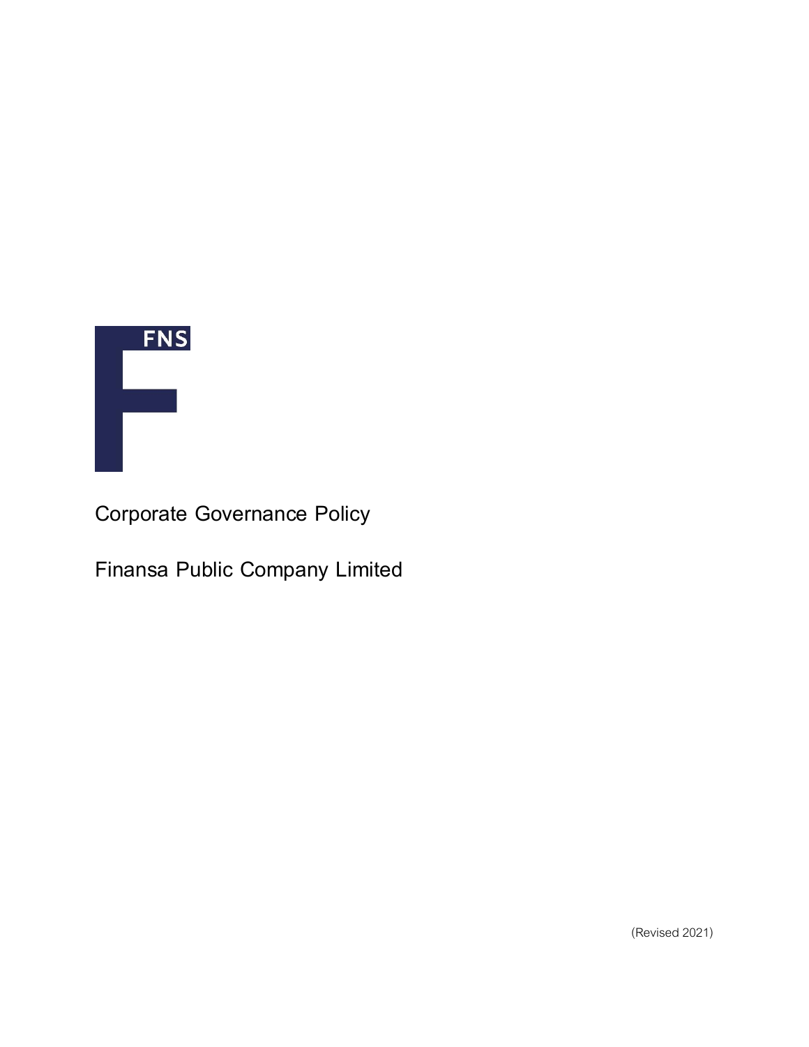FNS

# Corporate Governance Policy

# Finansa Public Company Limited

(Revised 2021)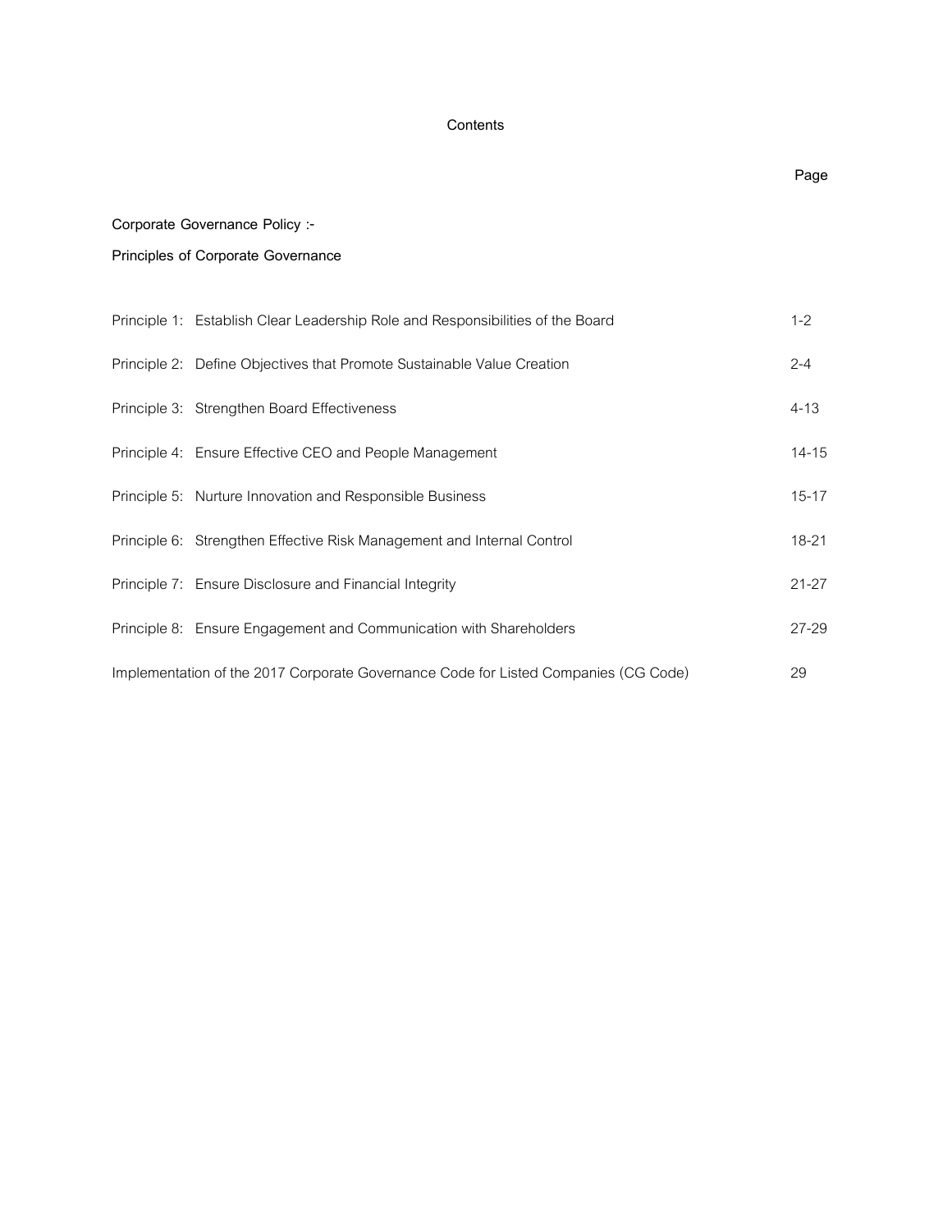# Contents

| | Page |
|---|---|
| **Corporate Governance Policy :-** | |
| **Principles of Corporate Governance** | |
| Principle 1: Establish Clear Leadership Role and Responsibilities of the Board | 1-2 |
| Principle 2: Define Objectives that Promote Sustainable Value Creation | 2-4 |
| Principle 3: Strengthen Board Effectiveness | 4-13 |
| Principle 4: Ensure Effective CEO and People Management | 14-15 |
| Principle 5: Nurture Innovation and Responsible Business | 15-17 |
| Principle 6: Strengthen Effective Risk Management and Internal Control | 18-21 |
| Principle 7: Ensure Disclosure and Financial Integrity | 21-27 |
| Principle 8: Ensure Engagement and Communication with Shareholders | 27-29 |
| Implementation of the 2017 Corporate Governance Code for Listed Companies (CG Code) | 29 |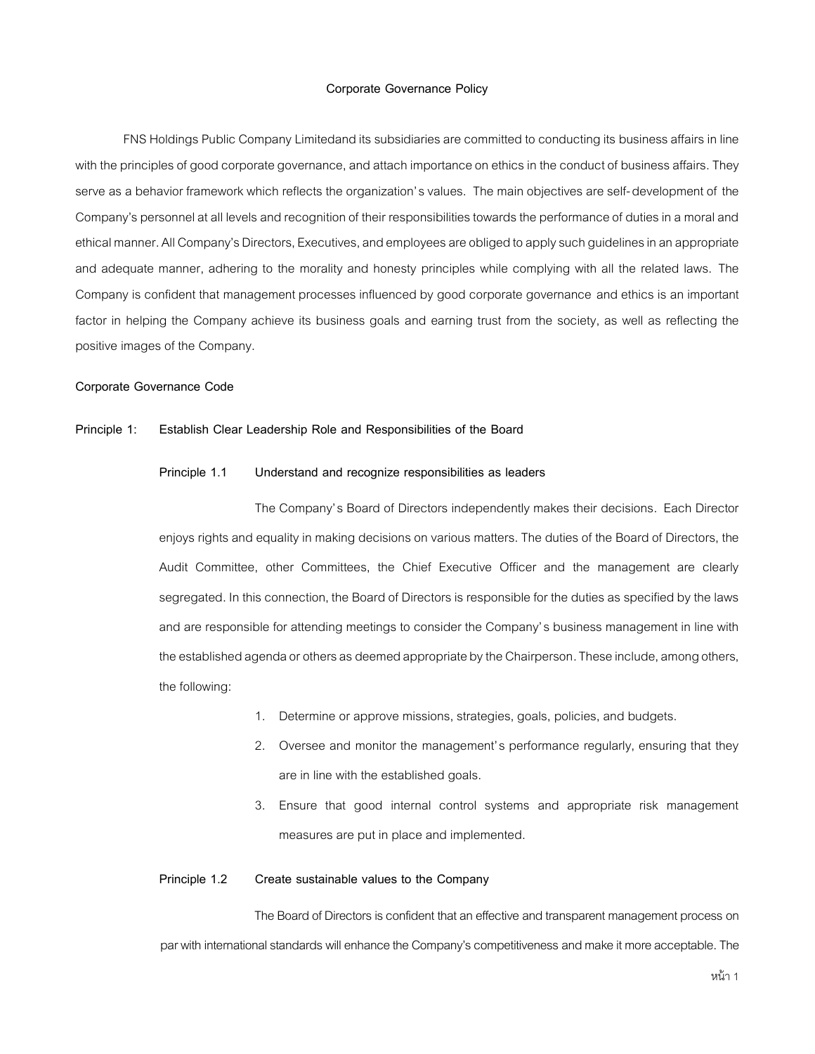# Corporate Governance Policy

FNS Holdings Public Company Limitedand its subsidiaries are committed to conducting its business affairs in line with the principles of good corporate governance, and attach importance on ethics in the conduct of business affairs. They serve as a behavior framework which reflects the organization's values. The main objectives are self-development of the Company's personnel at all levels and recognition of their responsibilities towards the performance of duties in a moral and ethical manner. All Company's Directors, Executives, and employees are obliged to apply such guidelines in an appropriate and adequate manner, adhering to the morality and honesty principles while complying with all the related laws. The Company is confident that management processes influenced by good corporate governance and ethics is an important factor in helping the Company achieve its business goals and earning trust from the society, as well as reflecting the positive images of the Company.

## Corporate Governance Code

### Principle 1: Establish Clear Leadership Role and Responsibilities of the Board

#### Principle 1.1 Understand and recognize responsibilities as leaders

The Company's Board of Directors independently makes their decisions. Each Director enjoys rights and equality in making decisions on various matters. The duties of the Board of Directors, the Audit Committee, other Committees, the Chief Executive Officer and the management are clearly segregated. In this connection, the Board of Directors is responsible for the duties as specified by the laws and are responsible for attending meetings to consider the Company's business management in line with the established agenda or others as deemed appropriate by the Chairperson. These include, among others, the following:

1. Determine or approve missions, strategies, goals, policies, and budgets.
2. Oversee and monitor the management's performance regularly, ensuring that they are in line with the established goals.
3. Ensure that good internal control systems and appropriate risk management measures are put in place and implemented.

#### Principle 1.2 Create sustainable values to the Company

The Board of Directors is confident that an effective and transparent management process on par with international standards will enhance the Company's competitiveness and make it more acceptable. The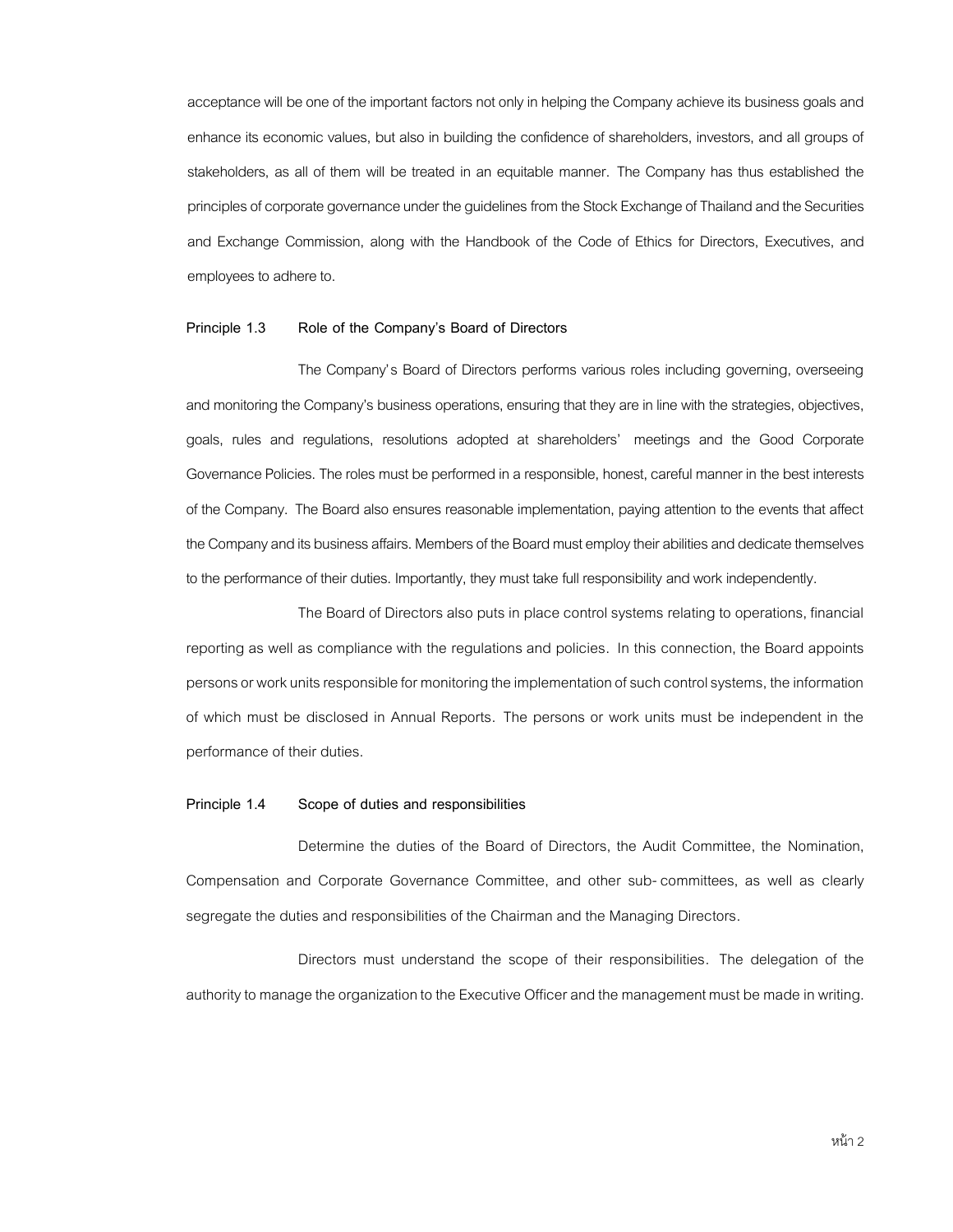acceptance will be one of the important factors not only in helping the Company achieve its business goals and enhance its economic values, but also in building the confidence of shareholders, investors, and all groups of stakeholders, as all of them will be treated in an equitable manner. The Company has thus established the principles of corporate governance under the guidelines from the Stock Exchange of Thailand and the Securities and Exchange Commission, along with the Handbook of the Code of Ethics for Directors, Executives, and employees to adhere to.

**Principle 1.3 Role of the Company's Board of Directors**

The Company's Board of Directors performs various roles including governing, overseeing and monitoring the Company's business operations, ensuring that they are in line with the strategies, objectives, goals, rules and regulations, resolutions adopted at shareholders' meetings and the Good Corporate Governance Policies. The roles must be performed in a responsible, honest, careful manner in the best interests of the Company. The Board also ensures reasonable implementation, paying attention to the events that affect the Company and its business affairs. Members of the Board must employ their abilities and dedicate themselves to the performance of their duties. Importantly, they must take full responsibility and work independently.

The Board of Directors also puts in place control systems relating to operations, financial reporting as well as compliance with the regulations and policies. In this connection, the Board appoints persons or work units responsible for monitoring the implementation of such control systems, the information of which must be disclosed in Annual Reports. The persons or work units must be independent in the performance of their duties.

**Principle 1.4 Scope of duties and responsibilities**

Determine the duties of the Board of Directors, the Audit Committee, the Nomination, Compensation and Corporate Governance Committee, and other sub-committees, as well as clearly segregate the duties and responsibilities of the Chairman and the Managing Directors.

Directors must understand the scope of their responsibilities. The delegation of the authority to manage the organization to the Executive Officer and the management must be made in writing.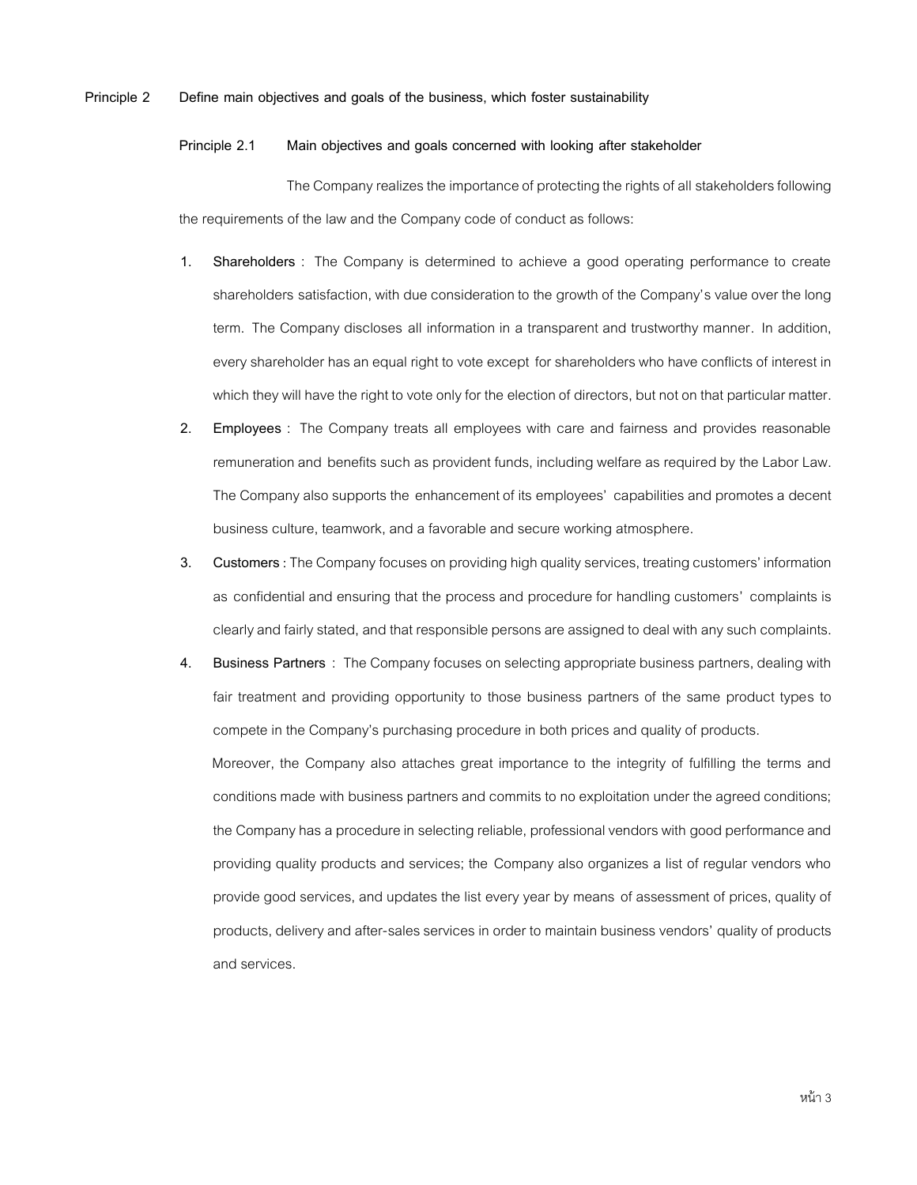## Principle 2 Define main objectives and goals of the business, which foster sustainability

### Principle 2.1 Main objectives and goals concerned with looking after stakeholder

The Company realizes the importance of protecting the rights of all stakeholders following the requirements of the law and the Company code of conduct as follows:

1. **Shareholders** : The Company is determined to achieve a good operating performance to create shareholders satisfaction, with due consideration to the growth of the Company's value over the long term. The Company discloses all information in a transparent and trustworthy manner. In addition, every shareholder has an equal right to vote except for shareholders who have conflicts of interest in which they will have the right to vote only for the election of directors, but not on that particular matter.
2. **Employees** : The Company treats all employees with care and fairness and provides reasonable remuneration and benefits such as provident funds, including welfare as required by the Labor Law. The Company also supports the enhancement of its employees' capabilities and promotes a decent business culture, teamwork, and a favorable and secure working atmosphere.
3. **Customers** : The Company focuses on providing high quality services, treating customers' information as confidential and ensuring that the process and procedure for handling customers' complaints is clearly and fairly stated, and that responsible persons are assigned to deal with any such complaints.
4. **Business Partners** : The Company focuses on selecting appropriate business partners, dealing with fair treatment and providing opportunity to those business partners of the same product types to compete in the Company's purchasing procedure in both prices and quality of products.

   Moreover, the Company also attaches great importance to the integrity of fulfilling the terms and conditions made with business partners and commits to no exploitation under the agreed conditions; the Company has a procedure in selecting reliable, professional vendors with good performance and providing quality products and services; the Company also organizes a list of regular vendors who provide good services, and updates the list every year by means of assessment of prices, quality of products, delivery and after-sales services in order to maintain business vendors' quality of products and services.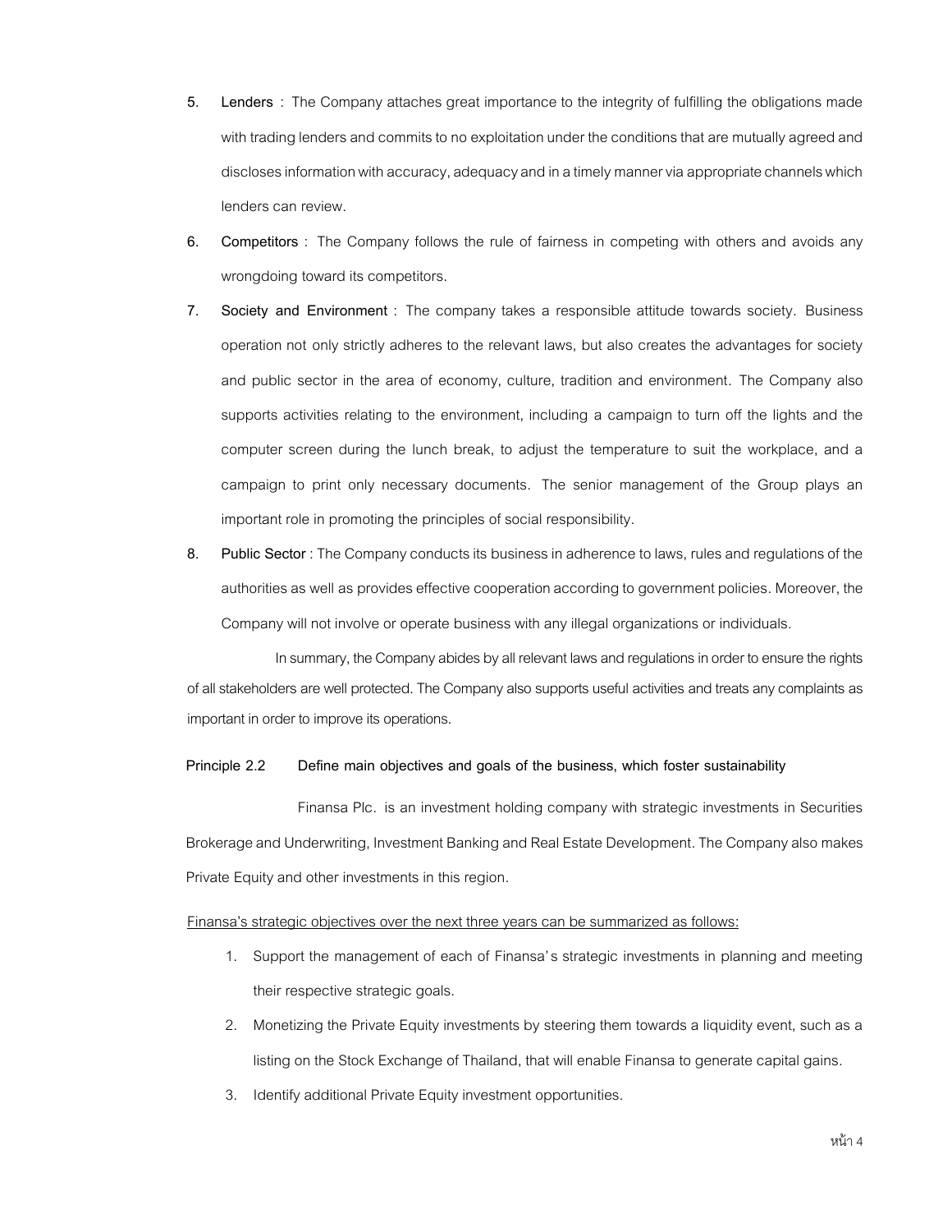5. **Lenders** : The Company attaches great importance to the integrity of fulfilling the obligations made with trading lenders and commits to no exploitation under the conditions that are mutually agreed and discloses information with accuracy, adequacy and in a timely manner via appropriate channels which lenders can review.

6. **Competitors** : The Company follows the rule of fairness in competing with others and avoids any wrongdoing toward its competitors.

7. **Society and Environment** : The company takes a responsible attitude towards society. Business operation not only strictly adheres to the relevant laws, but also creates the advantages for society and public sector in the area of economy, culture, tradition and environment. The Company also supports activities relating to the environment, including a campaign to turn off the lights and the computer screen during the lunch break, to adjust the temperature to suit the workplace, and a campaign to print only necessary documents. The senior management of the Group plays an important role in promoting the principles of social responsibility.

8. **Public Sector** : The Company conducts its business in adherence to laws, rules and regulations of the authorities as well as provides effective cooperation according to government policies. Moreover, the Company will not involve or operate business with any illegal organizations or individuals.

In summary, the Company abides by all relevant laws and regulations in order to ensure the rights of all stakeholders are well protected. The Company also supports useful activities and treats any complaints as important in order to improve its operations.

**Principle 2.2 Define main objectives and goals of the business, which foster sustainability**

Finansa Plc. is an investment holding company with strategic investments in Securities Brokerage and Underwriting, Investment Banking and Real Estate Development. The Company also makes Private Equity and other investments in this region.

Finansa's strategic objectives over the next three years can be summarized as follows:

1. Support the management of each of Finansa's strategic investments in planning and meeting their respective strategic goals.
2. Monetizing the Private Equity investments by steering them towards a liquidity event, such as a listing on the Stock Exchange of Thailand, that will enable Finansa to generate capital gains.
3. Identify additional Private Equity investment opportunities.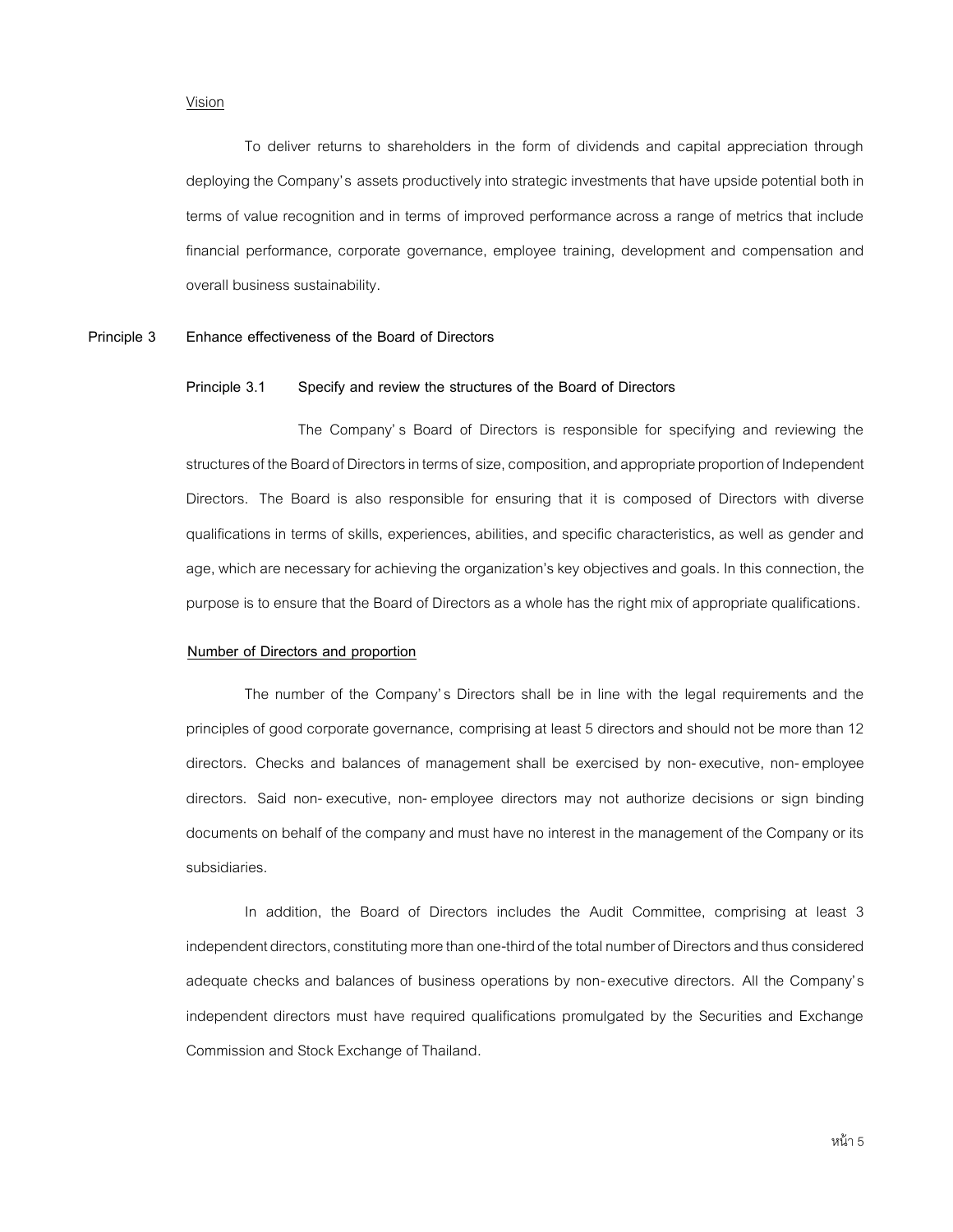Vision

To deliver returns to shareholders in the form of dividends and capital appreciation through deploying the Company's assets productively into strategic investments that have upside potential both in terms of value recognition and in terms of improved performance across a range of metrics that include financial performance, corporate governance, employee training, development and compensation and overall business sustainability.

## Principle 3 Enhance effectiveness of the Board of Directors

### Principle 3.1 Specify and review the structures of the Board of Directors

The Company's Board of Directors is responsible for specifying and reviewing the structures of the Board of Directors in terms of size, composition, and appropriate proportion of Independent Directors. The Board is also responsible for ensuring that it is composed of Directors with diverse qualifications in terms of skills, experiences, abilities, and specific characteristics, as well as gender and age, which are necessary for achieving the organization's key objectives and goals. In this connection, the purpose is to ensure that the Board of Directors as a whole has the right mix of appropriate qualifications.

**Number of Directors and proportion**

The number of the Company's Directors shall be in line with the legal requirements and the principles of good corporate governance, comprising at least 5 directors and should not be more than 12 directors. Checks and balances of management shall be exercised by non-executive, non-employee directors. Said non-executive, non-employee directors may not authorize decisions or sign binding documents on behalf of the company and must have no interest in the management of the Company or its subsidiaries.

In addition, the Board of Directors includes the Audit Committee, comprising at least 3 independent directors, constituting more than one-third of the total number of Directors and thus considered adequate checks and balances of business operations by non-executive directors. All the Company's independent directors must have required qualifications promulgated by the Securities and Exchange Commission and Stock Exchange of Thailand.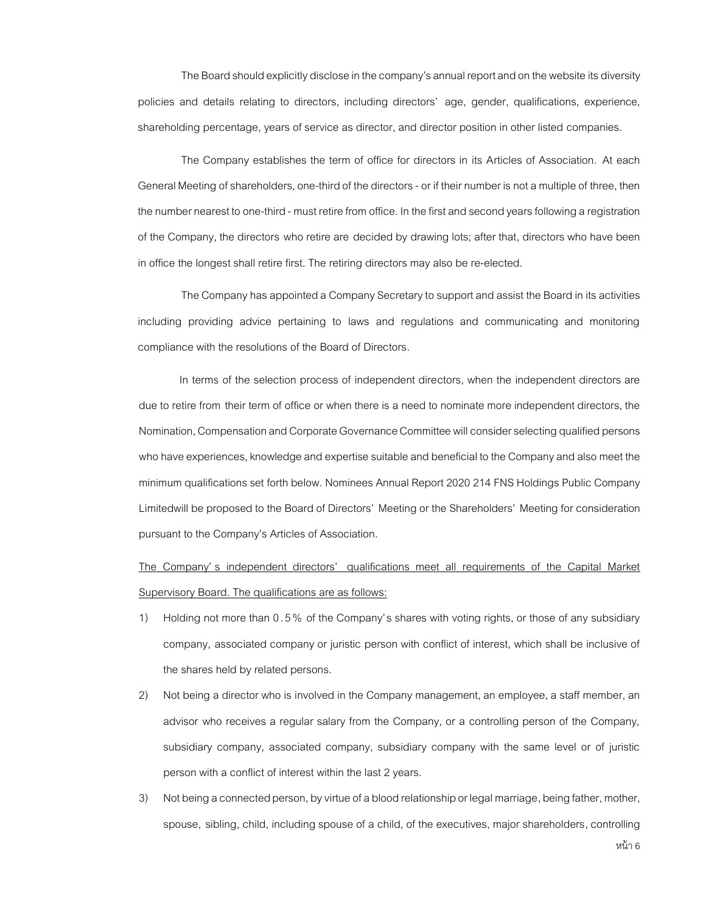The Board should explicitly disclose in the company's annual report and on the website its diversity policies and details relating to directors, including directors' age, gender, qualifications, experience, shareholding percentage, years of service as director, and director position in other listed companies.

The Company establishes the term of office for directors in its Articles of Association. At each General Meeting of shareholders, one-third of the directors - or if their number is not a multiple of three, then the number nearest to one-third - must retire from office. In the first and second years following a registration of the Company, the directors who retire are decided by drawing lots; after that, directors who have been in office the longest shall retire first. The retiring directors may also be re-elected.

The Company has appointed a Company Secretary to support and assist the Board in its activities including providing advice pertaining to laws and regulations and communicating and monitoring compliance with the resolutions of the Board of Directors.

In terms of the selection process of independent directors, when the independent directors are due to retire from their term of office or when there is a need to nominate more independent directors, the Nomination, Compensation and Corporate Governance Committee will consider selecting qualified persons who have experiences, knowledge and expertise suitable and beneficial to the Company and also meet the minimum qualifications set forth below. Nominees Annual Report 2020 214 FNS Holdings Public Company Limitedwill be proposed to the Board of Directors' Meeting or the Shareholders' Meeting for consideration pursuant to the Company's Articles of Association.

The Company's independent directors' qualifications meet all requirements of the Capital Market Supervisory Board. The qualifications are as follows:

1) Holding not more than 0.5% of the Company's shares with voting rights, or those of any subsidiary company, associated company or juristic person with conflict of interest, which shall be inclusive of the shares held by related persons.
2) Not being a director who is involved in the Company management, an employee, a staff member, an advisor who receives a regular salary from the Company, or a controlling person of the Company, subsidiary company, associated company, subsidiary company with the same level or of juristic person with a conflict of interest within the last 2 years.
3) Not being a connected person, by virtue of a blood relationship or legal marriage, being father, mother, spouse, sibling, child, including spouse of a child, of the executives, major shareholders, controlling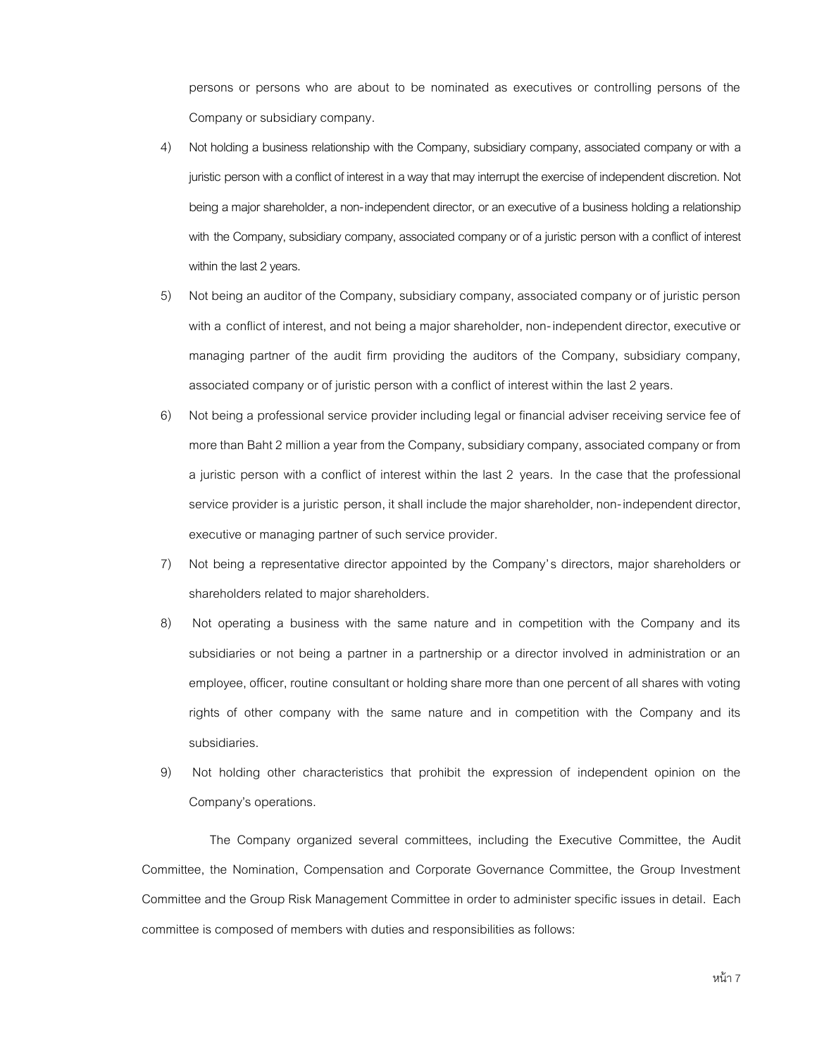persons or persons who are about to be nominated as executives or controlling persons of the Company or subsidiary company.

4) Not holding a business relationship with the Company, subsidiary company, associated company or with a juristic person with a conflict of interest in a way that may interrupt the exercise of independent discretion. Not being a major shareholder, a non-independent director, or an executive of a business holding a relationship with the Company, subsidiary company, associated company or of a juristic person with a conflict of interest within the last 2 years.

5) Not being an auditor of the Company, subsidiary company, associated company or of juristic person with a conflict of interest, and not being a major shareholder, non-independent director, executive or managing partner of the audit firm providing the auditors of the Company, subsidiary company, associated company or of juristic person with a conflict of interest within the last 2 years.

6) Not being a professional service provider including legal or financial adviser receiving service fee of more than Baht 2 million a year from the Company, subsidiary company, associated company or from a juristic person with a conflict of interest within the last 2 years. In the case that the professional service provider is a juristic person, it shall include the major shareholder, non-independent director, executive or managing partner of such service provider.

7) Not being a representative director appointed by the Company's directors, major shareholders or shareholders related to major shareholders.

8) Not operating a business with the same nature and in competition with the Company and its subsidiaries or not being a partner in a partnership or a director involved in administration or an employee, officer, routine consultant or holding share more than one percent of all shares with voting rights of other company with the same nature and in competition with the Company and its subsidiaries.

9) Not holding other characteristics that prohibit the expression of independent opinion on the Company's operations.

The Company organized several committees, including the Executive Committee, the Audit Committee, the Nomination, Compensation and Corporate Governance Committee, the Group Investment Committee and the Group Risk Management Committee in order to administer specific issues in detail. Each committee is composed of members with duties and responsibilities as follows: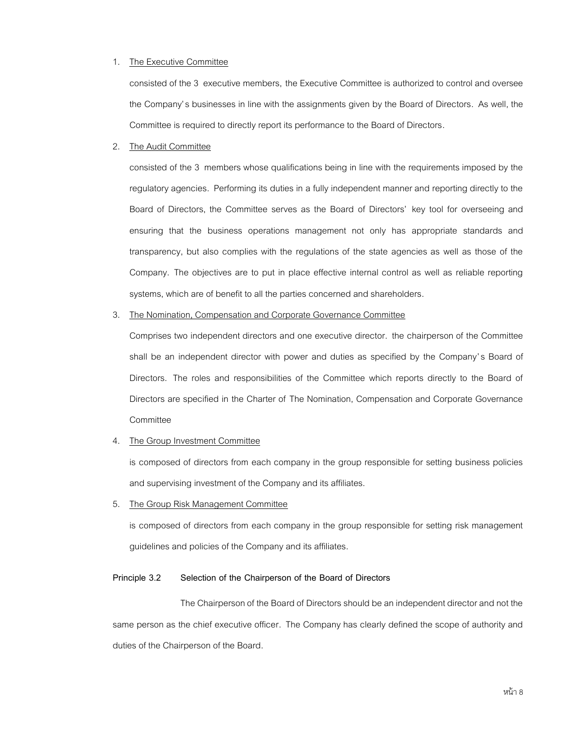1. <u>The Executive Committee</u>

   consisted of the 3 executive members, the Executive Committee is authorized to control and oversee the Company's businesses in line with the assignments given by the Board of Directors. As well, the Committee is required to directly report its performance to the Board of Directors.

2. <u>The Audit Committee</u>

   consisted of the 3 members whose qualifications being in line with the requirements imposed by the regulatory agencies. Performing its duties in a fully independent manner and reporting directly to the Board of Directors, the Committee serves as the Board of Directors' key tool for overseeing and ensuring that the business operations management not only has appropriate standards and transparency, but also complies with the regulations of the state agencies as well as those of the Company. The objectives are to put in place effective internal control as well as reliable reporting systems, which are of benefit to all the parties concerned and shareholders.

3. <u>The Nomination, Compensation and Corporate Governance Committee</u>

   Comprises two independent directors and one executive director. the chairperson of the Committee shall be an independent director with power and duties as specified by the Company's Board of Directors. The roles and responsibilities of the Committee which reports directly to the Board of Directors are specified in the Charter of The Nomination, Compensation and Corporate Governance Committee

4. <u>The Group Investment Committee</u>

   is composed of directors from each company in the group responsible for setting business policies and supervising investment of the Company and its affiliates.

5. <u>The Group Risk Management Committee</u>

   is composed of directors from each company in the group responsible for setting risk management guidelines and policies of the Company and its affiliates.

**Principle 3.2 Selection of the Chairperson of the Board of Directors**

The Chairperson of the Board of Directors should be an independent director and not the same person as the chief executive officer. The Company has clearly defined the scope of authority and duties of the Chairperson of the Board.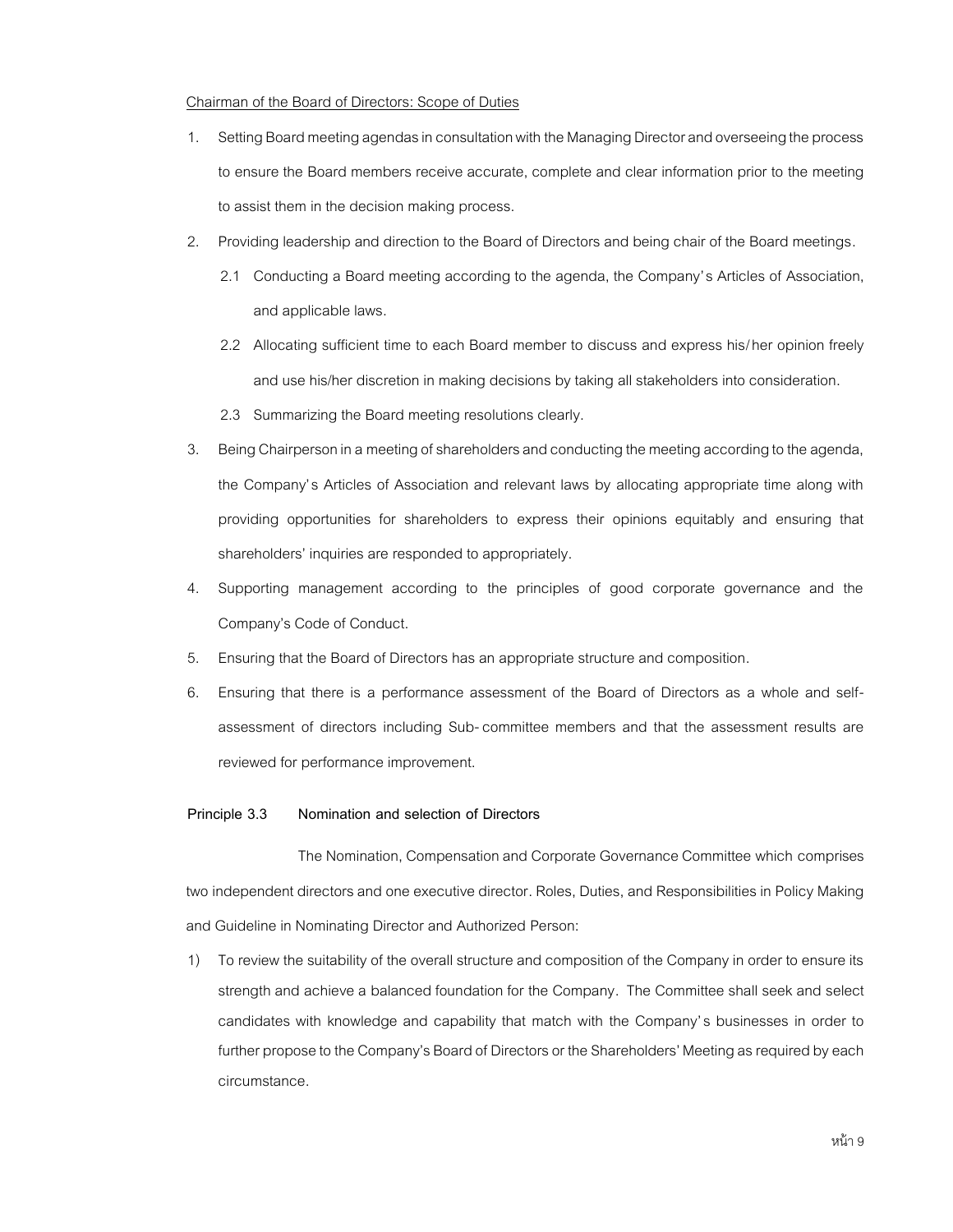Chairman of the Board of Directors: Scope of Duties

1. Setting Board meeting agendas in consultation with the Managing Director and overseeing the process to ensure the Board members receive accurate, complete and clear information prior to the meeting to assist them in the decision making process.
2. Providing leadership and direction to the Board of Directors and being chair of the Board meetings.
   - 2.1 Conducting a Board meeting according to the agenda, the Company's Articles of Association, and applicable laws.
   - 2.2 Allocating sufficient time to each Board member to discuss and express his/her opinion freely and use his/her discretion in making decisions by taking all stakeholders into consideration.
   - 2.3 Summarizing the Board meeting resolutions clearly.
3. Being Chairperson in a meeting of shareholders and conducting the meeting according to the agenda, the Company's Articles of Association and relevant laws by allocating appropriate time along with providing opportunities for shareholders to express their opinions equitably and ensuring that shareholders' inquiries are responded to appropriately.
4. Supporting management according to the principles of good corporate governance and the Company's Code of Conduct.
5. Ensuring that the Board of Directors has an appropriate structure and composition.
6. Ensuring that there is a performance assessment of the Board of Directors as a whole and self-assessment of directors including Sub-committee members and that the assessment results are reviewed for performance improvement.

**Principle 3.3 Nomination and selection of Directors**

The Nomination, Compensation and Corporate Governance Committee which comprises two independent directors and one executive director. Roles, Duties, and Responsibilities in Policy Making and Guideline in Nominating Director and Authorized Person:

1) To review the suitability of the overall structure and composition of the Company in order to ensure its strength and achieve a balanced foundation for the Company. The Committee shall seek and select candidates with knowledge and capability that match with the Company's businesses in order to further propose to the Company's Board of Directors or the Shareholders' Meeting as required by each circumstance.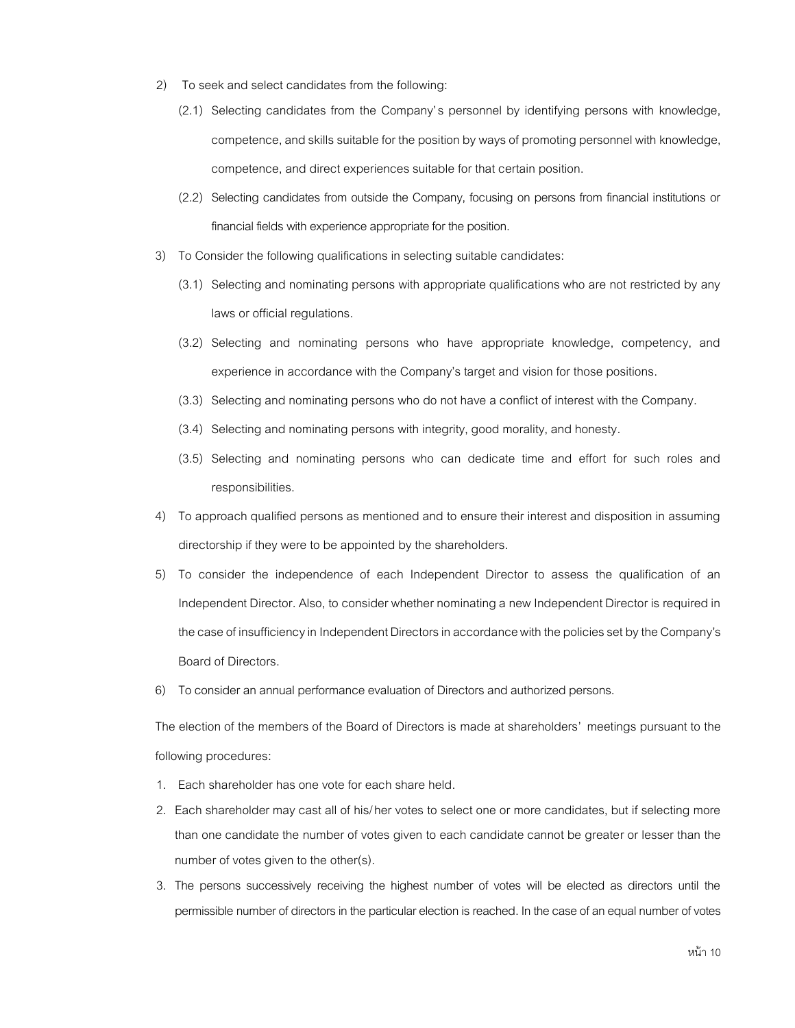2) To seek and select candidates from the following:

   (2.1) Selecting candidates from the Company's personnel by identifying persons with knowledge, competence, and skills suitable for the position by ways of promoting personnel with knowledge, competence, and direct experiences suitable for that certain position.

   (2.2) Selecting candidates from outside the Company, focusing on persons from financial institutions or financial fields with experience appropriate for the position.

3) To Consider the following qualifications in selecting suitable candidates:

   (3.1) Selecting and nominating persons with appropriate qualifications who are not restricted by any laws or official regulations.

   (3.2) Selecting and nominating persons who have appropriate knowledge, competency, and experience in accordance with the Company's target and vision for those positions.

   (3.3) Selecting and nominating persons who do not have a conflict of interest with the Company.

   (3.4) Selecting and nominating persons with integrity, good morality, and honesty.

   (3.5) Selecting and nominating persons who can dedicate time and effort for such roles and responsibilities.

4) To approach qualified persons as mentioned and to ensure their interest and disposition in assuming directorship if they were to be appointed by the shareholders.

5) To consider the independence of each Independent Director to assess the qualification of an Independent Director. Also, to consider whether nominating a new Independent Director is required in the case of insufficiency in Independent Directors in accordance with the policies set by the Company's Board of Directors.

6) To consider an annual performance evaluation of Directors and authorized persons.

The election of the members of the Board of Directors is made at shareholders' meetings pursuant to the following procedures:

1. Each shareholder has one vote for each share held.
2. Each shareholder may cast all of his/her votes to select one or more candidates, but if selecting more than one candidate the number of votes given to each candidate cannot be greater or lesser than the number of votes given to the other(s).
3. The persons successively receiving the highest number of votes will be elected as directors until the permissible number of directors in the particular election is reached. In the case of an equal number of votes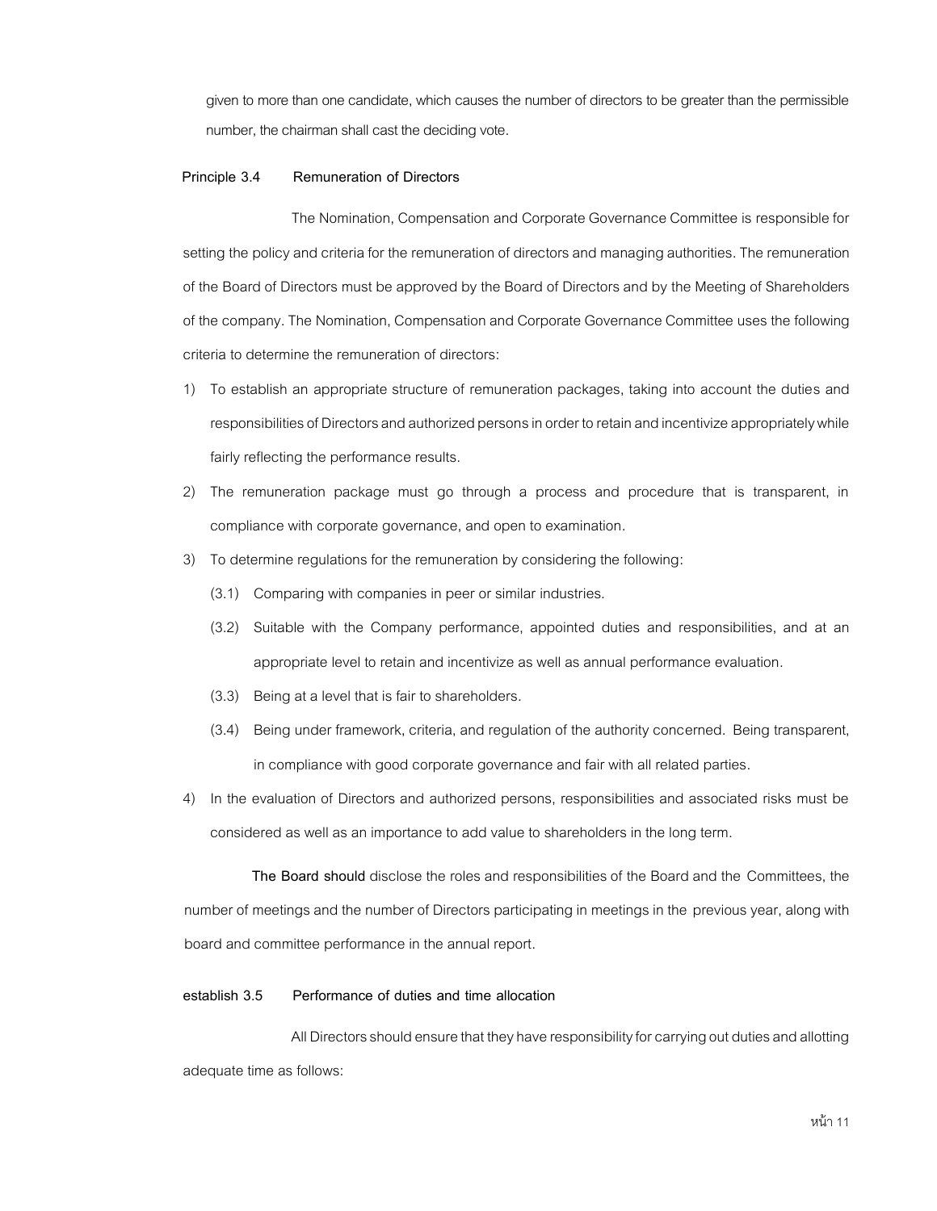given to more than one candidate, which causes the number of directors to be greater than the permissible number, the chairman shall cast the deciding vote.

**Principle 3.4 Remuneration of Directors**

The Nomination, Compensation and Corporate Governance Committee is responsible for setting the policy and criteria for the remuneration of directors and managing authorities. The remuneration of the Board of Directors must be approved by the Board of Directors and by the Meeting of Shareholders of the company. The Nomination, Compensation and Corporate Governance Committee uses the following criteria to determine the remuneration of directors:

1) To establish an appropriate structure of remuneration packages, taking into account the duties and responsibilities of Directors and authorized persons in order to retain and incentivize appropriately while fairly reflecting the performance results.
2) The remuneration package must go through a process and procedure that is transparent, in compliance with corporate governance, and open to examination.
3) To determine regulations for the remuneration by considering the following:
   - (3.1) Comparing with companies in peer or similar industries.
   - (3.2) Suitable with the Company performance, appointed duties and responsibilities, and at an appropriate level to retain and incentivize as well as annual performance evaluation.
   - (3.3) Being at a level that is fair to shareholders.
   - (3.4) Being under framework, criteria, and regulation of the authority concerned. Being transparent, in compliance with good corporate governance and fair with all related parties.
4) In the evaluation of Directors and authorized persons, responsibilities and associated risks must be considered as well as an importance to add value to shareholders in the long term.

**The Board should** disclose the roles and responsibilities of the Board and the Committees, the number of meetings and the number of Directors participating in meetings in the previous year, along with board and committee performance in the annual report.

**establish 3.5 Performance of duties and time allocation**

All Directors should ensure that they have responsibility for carrying out duties and allotting adequate time as follows: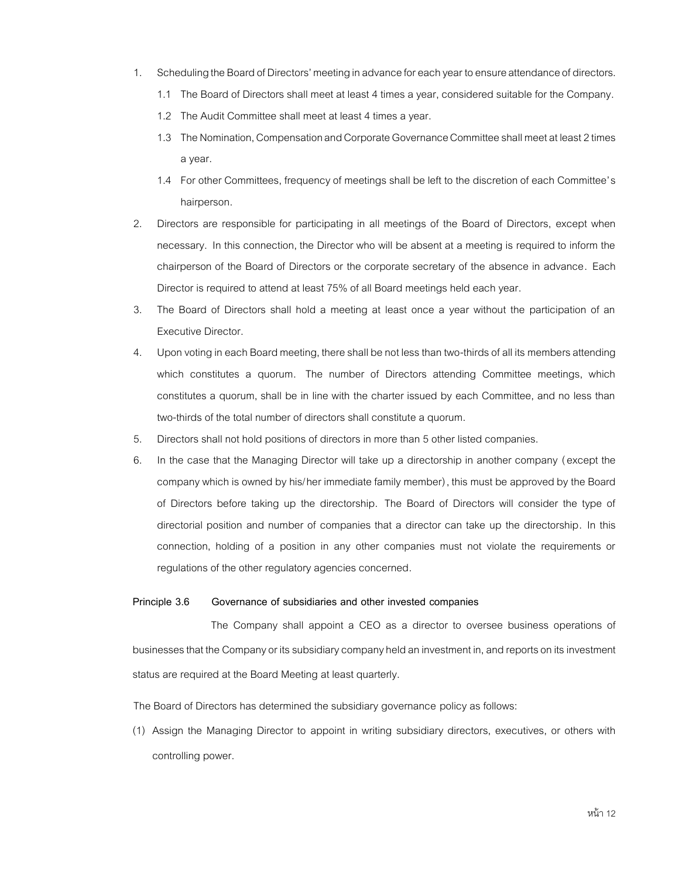1. Scheduling the Board of Directors' meeting in advance for each year to ensure attendance of directors.
   1.1 The Board of Directors shall meet at least 4 times a year, considered suitable for the Company.
   1.2 The Audit Committee shall meet at least 4 times a year.
   1.3 The Nomination, Compensation and Corporate Governance Committee shall meet at least 2 times a year.
   1.4 For other Committees, frequency of meetings shall be left to the discretion of each Committee's hairperson.
2. Directors are responsible for participating in all meetings of the Board of Directors, except when necessary. In this connection, the Director who will be absent at a meeting is required to inform the chairperson of the Board of Directors or the corporate secretary of the absence in advance. Each Director is required to attend at least 75% of all Board meetings held each year.
3. The Board of Directors shall hold a meeting at least once a year without the participation of an Executive Director.
4. Upon voting in each Board meeting, there shall be not less than two-thirds of all its members attending which constitutes a quorum. The number of Directors attending Committee meetings, which constitutes a quorum, shall be in line with the charter issued by each Committee, and no less than two-thirds of the total number of directors shall constitute a quorum.
5. Directors shall not hold positions of directors in more than 5 other listed companies.
6. In the case that the Managing Director will take up a directorship in another company (except the company which is owned by his/her immediate family member), this must be approved by the Board of Directors before taking up the directorship. The Board of Directors will consider the type of directorial position and number of companies that a director can take up the directorship. In this connection, holding of a position in any other companies must not violate the requirements or regulations of the other regulatory agencies concerned.

**Principle 3.6 Governance of subsidiaries and other invested companies**

The Company shall appoint a CEO as a director to oversee business operations of businesses that the Company or its subsidiary company held an investment in, and reports on its investment status are required at the Board Meeting at least quarterly.

The Board of Directors has determined the subsidiary governance policy as follows:

(1) Assign the Managing Director to appoint in writing subsidiary directors, executives, or others with controlling power.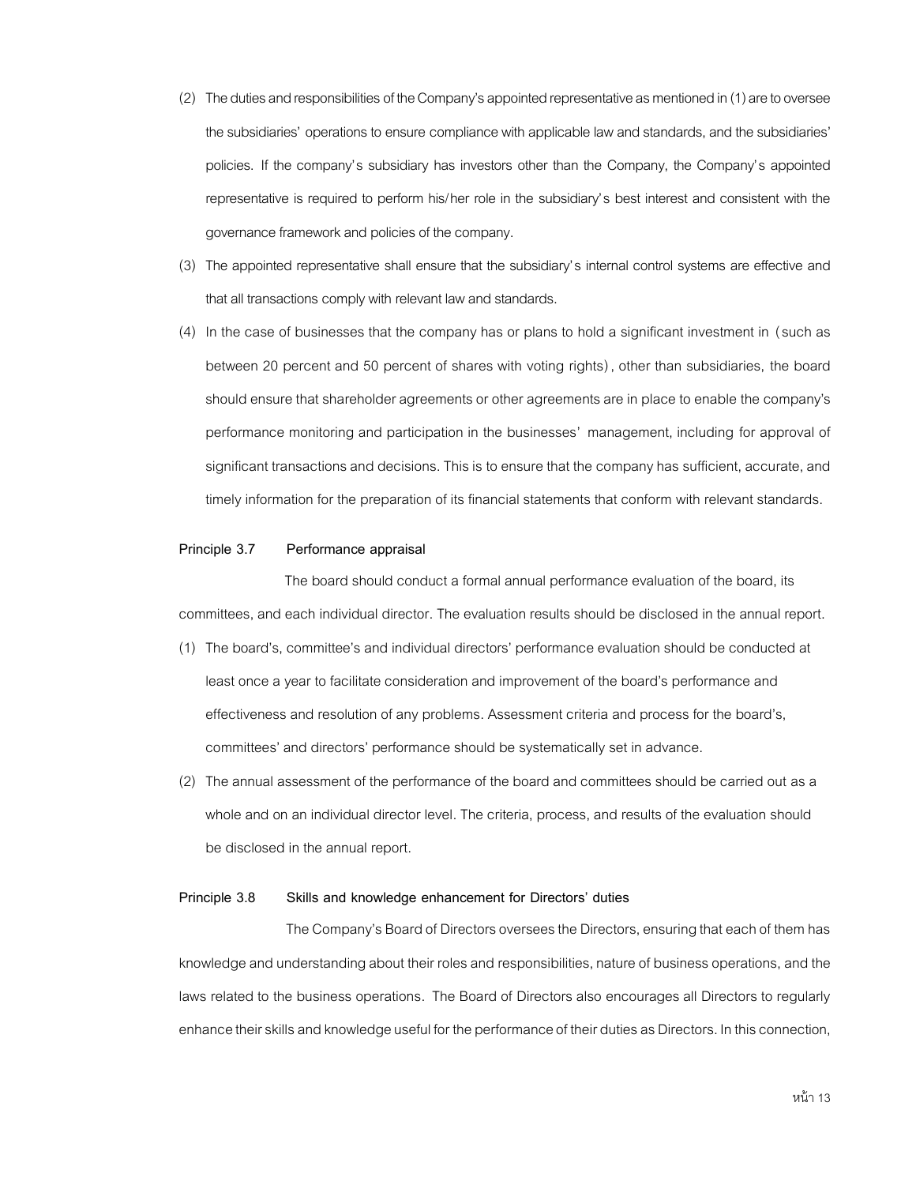(2) The duties and responsibilities of the Company's appointed representative as mentioned in (1) are to oversee the subsidiaries' operations to ensure compliance with applicable law and standards, and the subsidiaries' policies. If the company's subsidiary has investors other than the Company, the Company's appointed representative is required to perform his/her role in the subsidiary's best interest and consistent with the governance framework and policies of the company.

(3) The appointed representative shall ensure that the subsidiary's internal control systems are effective and that all transactions comply with relevant law and standards.

(4) In the case of businesses that the company has or plans to hold a significant investment in (such as between 20 percent and 50 percent of shares with voting rights), other than subsidiaries, the board should ensure that shareholder agreements or other agreements are in place to enable the company's performance monitoring and participation in the businesses' management, including for approval of significant transactions and decisions. This is to ensure that the company has sufficient, accurate, and timely information for the preparation of its financial statements that conform with relevant standards.

**Principle 3.7 Performance appraisal**

The board should conduct a formal annual performance evaluation of the board, its committees, and each individual director. The evaluation results should be disclosed in the annual report.

(1) The board's, committee's and individual directors' performance evaluation should be conducted at least once a year to facilitate consideration and improvement of the board's performance and effectiveness and resolution of any problems. Assessment criteria and process for the board's, committees' and directors' performance should be systematically set in advance.

(2) The annual assessment of the performance of the board and committees should be carried out as a whole and on an individual director level. The criteria, process, and results of the evaluation should be disclosed in the annual report.

**Principle 3.8 Skills and knowledge enhancement for Directors' duties**

The Company's Board of Directors oversees the Directors, ensuring that each of them has knowledge and understanding about their roles and responsibilities, nature of business operations, and the laws related to the business operations. The Board of Directors also encourages all Directors to regularly enhance their skills and knowledge useful for the performance of their duties as Directors. In this connection,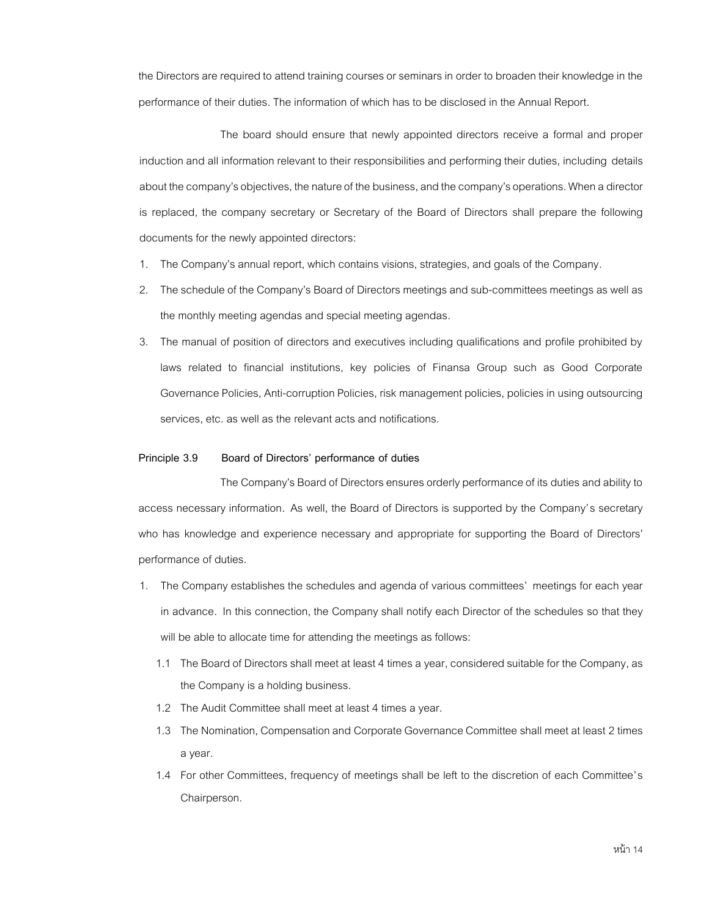the Directors are required to attend training courses or seminars in order to broaden their knowledge in the performance of their duties. The information of which has to be disclosed in the Annual Report.

The board should ensure that newly appointed directors receive a formal and proper induction and all information relevant to their responsibilities and performing their duties, including details about the company's objectives, the nature of the business, and the company's operations. When a director is replaced, the company secretary or Secretary of the Board of Directors shall prepare the following documents for the newly appointed directors:

1. The Company's annual report, which contains visions, strategies, and goals of the Company.
2. The schedule of the Company's Board of Directors meetings and sub-committees meetings as well as the monthly meeting agendas and special meeting agendas.
3. The manual of position of directors and executives including qualifications and profile prohibited by laws related to financial institutions, key policies of Finansa Group such as Good Corporate Governance Policies, Anti-corruption Policies, risk management policies, policies in using outsourcing services, etc. as well as the relevant acts and notifications.

**Principle 3.9 Board of Directors' performance of duties**

The Company's Board of Directors ensures orderly performance of its duties and ability to access necessary information. As well, the Board of Directors is supported by the Company's secretary who has knowledge and experience necessary and appropriate for supporting the Board of Directors' performance of duties.

1. The Company establishes the schedules and agenda of various committees' meetings for each year in advance. In this connection, the Company shall notify each Director of the schedules so that they will be able to allocate time for attending the meetings as follows:
   1.1 The Board of Directors shall meet at least 4 times a year, considered suitable for the Company, as the Company is a holding business.
   1.2 The Audit Committee shall meet at least 4 times a year.
   1.3 The Nomination, Compensation and Corporate Governance Committee shall meet at least 2 times a year.
   1.4 For other Committees, frequency of meetings shall be left to the discretion of each Committee's Chairperson.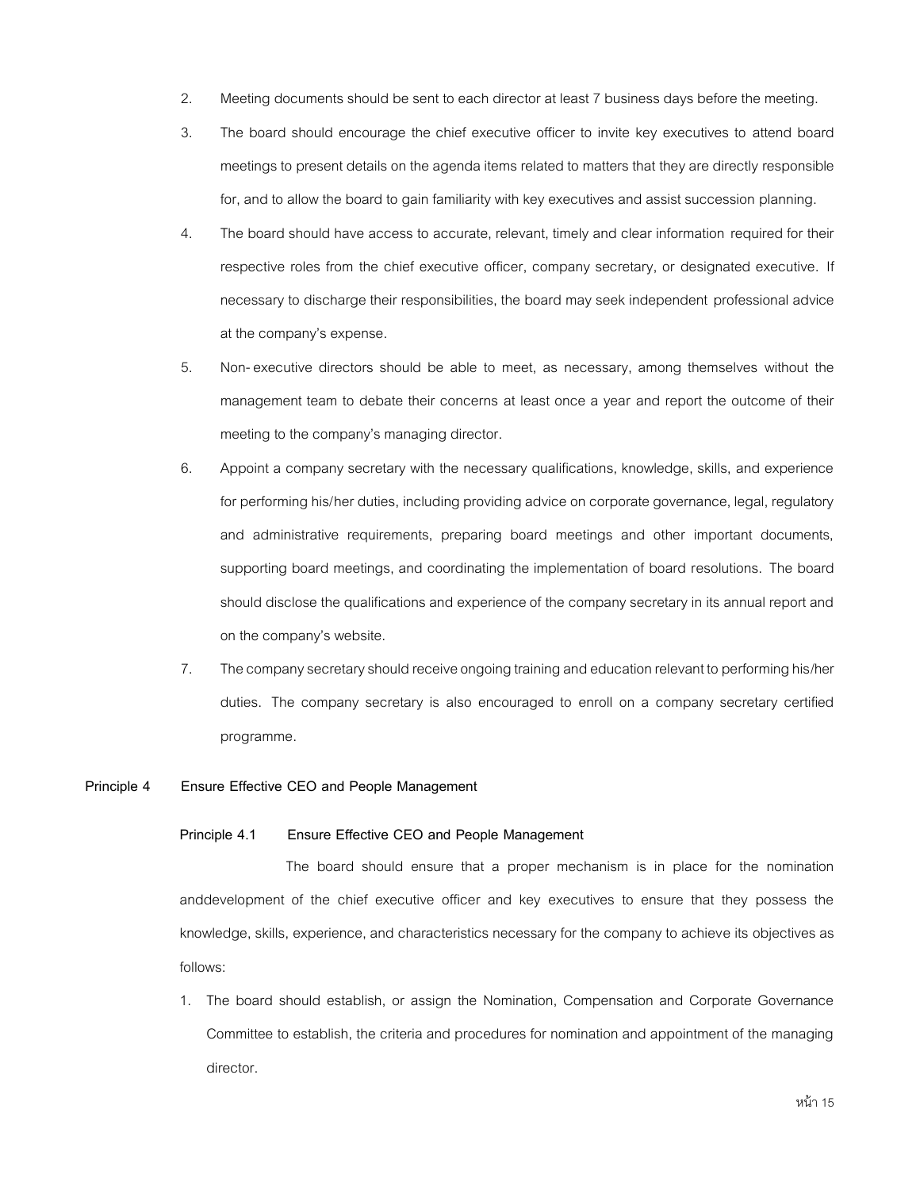2. Meeting documents should be sent to each director at least 7 business days before the meeting.
3. The board should encourage the chief executive officer to invite key executives to attend board meetings to present details on the agenda items related to matters that they are directly responsible for, and to allow the board to gain familiarity with key executives and assist succession planning.
4. The board should have access to accurate, relevant, timely and clear information required for their respective roles from the chief executive officer, company secretary, or designated executive. If necessary to discharge their responsibilities, the board may seek independent professional advice at the company's expense.
5. Non-executive directors should be able to meet, as necessary, among themselves without the management team to debate their concerns at least once a year and report the outcome of their meeting to the company's managing director.
6. Appoint a company secretary with the necessary qualifications, knowledge, skills, and experience for performing his/her duties, including providing advice on corporate governance, legal, regulatory and administrative requirements, preparing board meetings and other important documents, supporting board meetings, and coordinating the implementation of board resolutions. The board should disclose the qualifications and experience of the company secretary in its annual report and on the company's website.
7. The company secretary should receive ongoing training and education relevant to performing his/her duties. The company secretary is also encouraged to enroll on a company secretary certified programme.

## Principle 4 Ensure Effective CEO and People Management

### Principle 4.1 Ensure Effective CEO and People Management

The board should ensure that a proper mechanism is in place for the nomination anddevelopment of the chief executive officer and key executives to ensure that they possess the knowledge, skills, experience, and characteristics necessary for the company to achieve its objectives as follows:

1. The board should establish, or assign the Nomination, Compensation and Corporate Governance Committee to establish, the criteria and procedures for nomination and appointment of the managing director.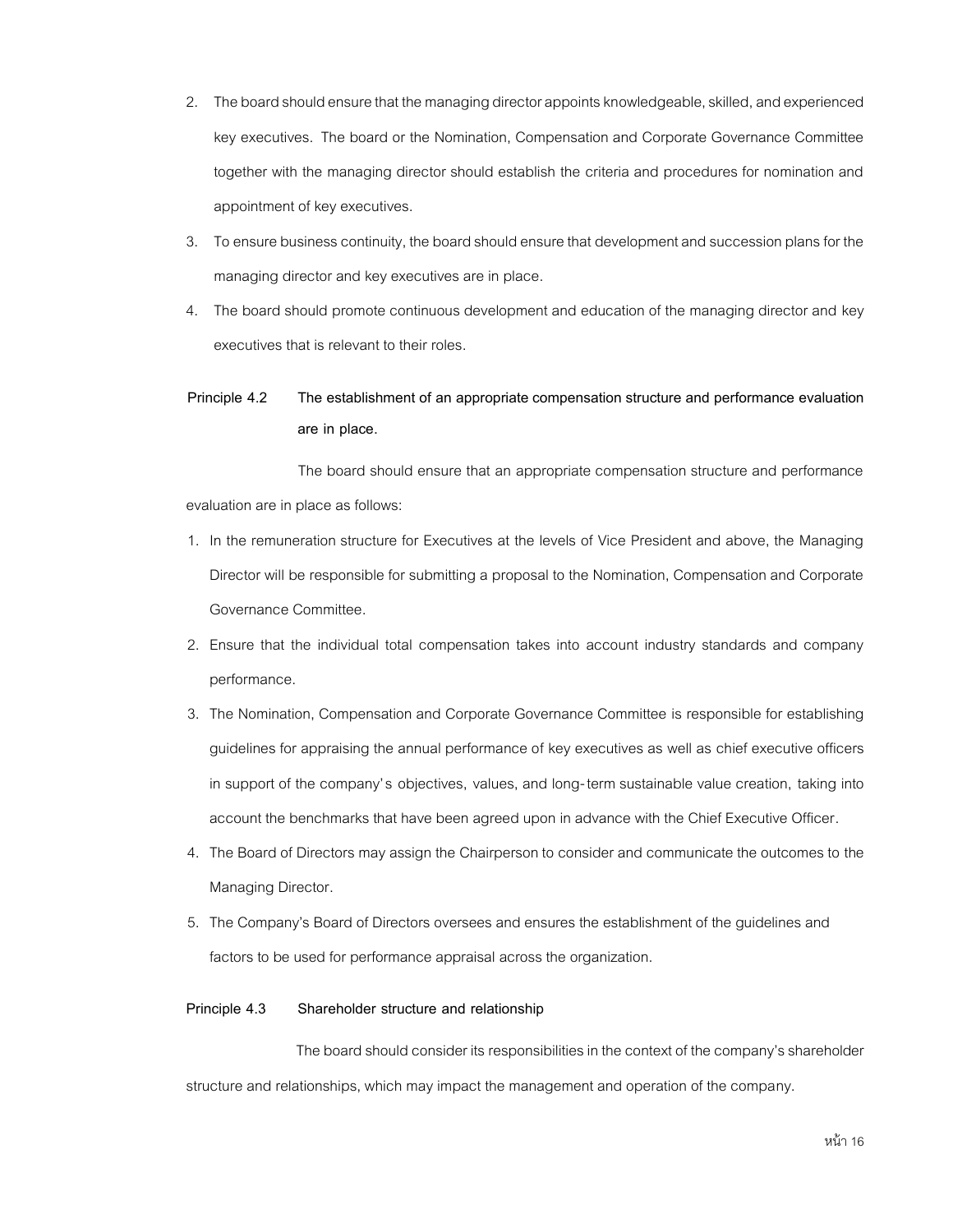2. The board should ensure that the managing director appoints knowledgeable, skilled, and experienced key executives. The board or the Nomination, Compensation and Corporate Governance Committee together with the managing director should establish the criteria and procedures for nomination and appointment of key executives.
3. To ensure business continuity, the board should ensure that development and succession plans for the managing director and key executives are in place.
4. The board should promote continuous development and education of the managing director and key executives that is relevant to their roles.

**Principle 4.2 The establishment of an appropriate compensation structure and performance evaluation are in place.**

The board should ensure that an appropriate compensation structure and performance evaluation are in place as follows:

1. In the remuneration structure for Executives at the levels of Vice President and above, the Managing Director will be responsible for submitting a proposal to the Nomination, Compensation and Corporate Governance Committee.
2. Ensure that the individual total compensation takes into account industry standards and company performance.
3. The Nomination, Compensation and Corporate Governance Committee is responsible for establishing guidelines for appraising the annual performance of key executives as well as chief executive officers in support of the company's objectives, values, and long-term sustainable value creation, taking into account the benchmarks that have been agreed upon in advance with the Chief Executive Officer.
4. The Board of Directors may assign the Chairperson to consider and communicate the outcomes to the Managing Director.
5. The Company's Board of Directors oversees and ensures the establishment of the guidelines and factors to be used for performance appraisal across the organization.

**Principle 4.3 Shareholder structure and relationship**

The board should consider its responsibilities in the context of the company's shareholder structure and relationships, which may impact the management and operation of the company.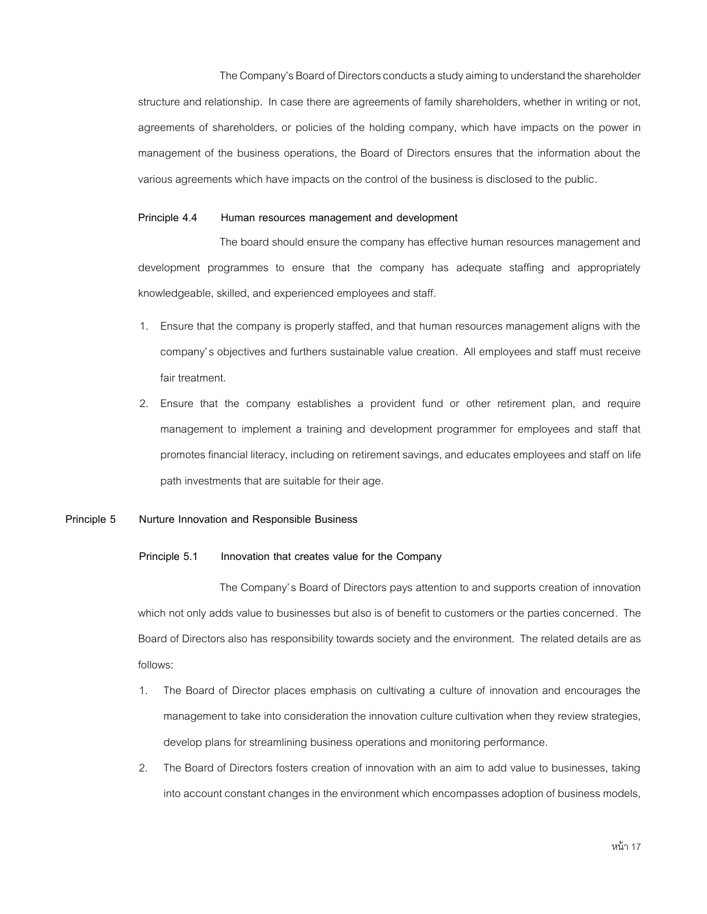The Company's Board of Directors conducts a study aiming to understand the shareholder structure and relationship. In case there are agreements of family shareholders, whether in writing or not, agreements of shareholders, or policies of the holding company, which have impacts on the power in management of the business operations, the Board of Directors ensures that the information about the various agreements which have impacts on the control of the business is disclosed to the public.

### Principle 4.4 Human resources management and development

The board should ensure the company has effective human resources management and development programmes to ensure that the company has adequate staffing and appropriately knowledgeable, skilled, and experienced employees and staff.

1. Ensure that the company is properly staffed, and that human resources management aligns with the company's objectives and furthers sustainable value creation. All employees and staff must receive fair treatment.
2. Ensure that the company establishes a provident fund or other retirement plan, and require management to implement a training and development programmer for employees and staff that promotes financial literacy, including on retirement savings, and educates employees and staff on life path investments that are suitable for their age.

## Principle 5 Nurture Innovation and Responsible Business

### Principle 5.1 Innovation that creates value for the Company

The Company's Board of Directors pays attention to and supports creation of innovation which not only adds value to businesses but also is of benefit to customers or the parties concerned. The Board of Directors also has responsibility towards society and the environment. The related details are as follows:

1. The Board of Director places emphasis on cultivating a culture of innovation and encourages the management to take into consideration the innovation culture cultivation when they review strategies, develop plans for streamlining business operations and monitoring performance.
2. The Board of Directors fosters creation of innovation with an aim to add value to businesses, taking into account constant changes in the environment which encompasses adoption of business models,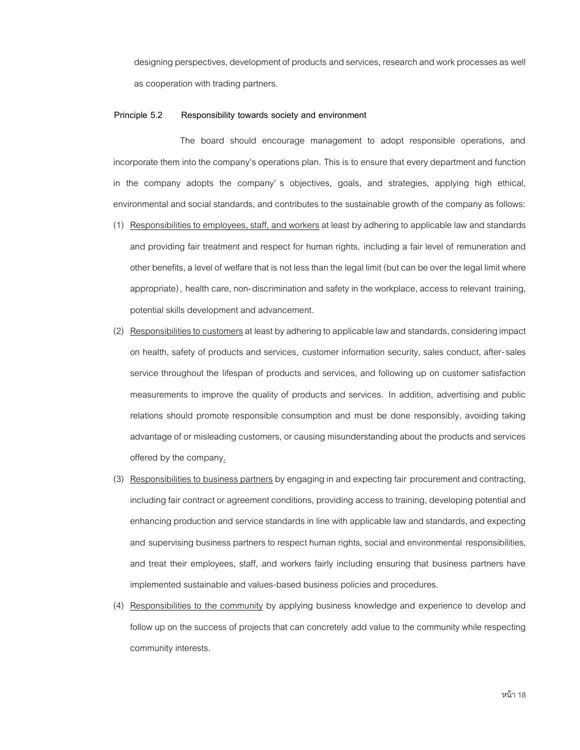designing perspectives, development of products and services, research and work processes as well as cooperation with trading partners.

**Principle 5.2 Responsibility towards society and environment**

The board should encourage management to adopt responsible operations, and incorporate them into the company's operations plan. This is to ensure that every department and function in the company adopts the company's objectives, goals, and strategies, applying high ethical, environmental and social standards, and contributes to the sustainable growth of the company as follows:

(1) Responsibilities to employees, staff, and workers at least by adhering to applicable law and standards and providing fair treatment and respect for human rights, including a fair level of remuneration and other benefits, a level of welfare that is not less than the legal limit (but can be over the legal limit where appropriate), health care, non-discrimination and safety in the workplace, access to relevant training, potential skills development and advancement.

(2) Responsibilities to customers at least by adhering to applicable law and standards, considering impact on health, safety of products and services, customer information security, sales conduct, after-sales service throughout the lifespan of products and services, and following up on customer satisfaction measurements to improve the quality of products and services. In addition, advertising and public relations should promote responsible consumption and must be done responsibly, avoiding taking advantage of or misleading customers, or causing misunderstanding about the products and services offered by the company.

(3) Responsibilities to business partners by engaging in and expecting fair procurement and contracting, including fair contract or agreement conditions, providing access to training, developing potential and enhancing production and service standards in line with applicable law and standards, and expecting and supervising business partners to respect human rights, social and environmental responsibilities, and treat their employees, staff, and workers fairly including ensuring that business partners have implemented sustainable and values-based business policies and procedures.

(4) Responsibilities to the community by applying business knowledge and experience to develop and follow up on the success of projects that can concretely add value to the community while respecting community interests.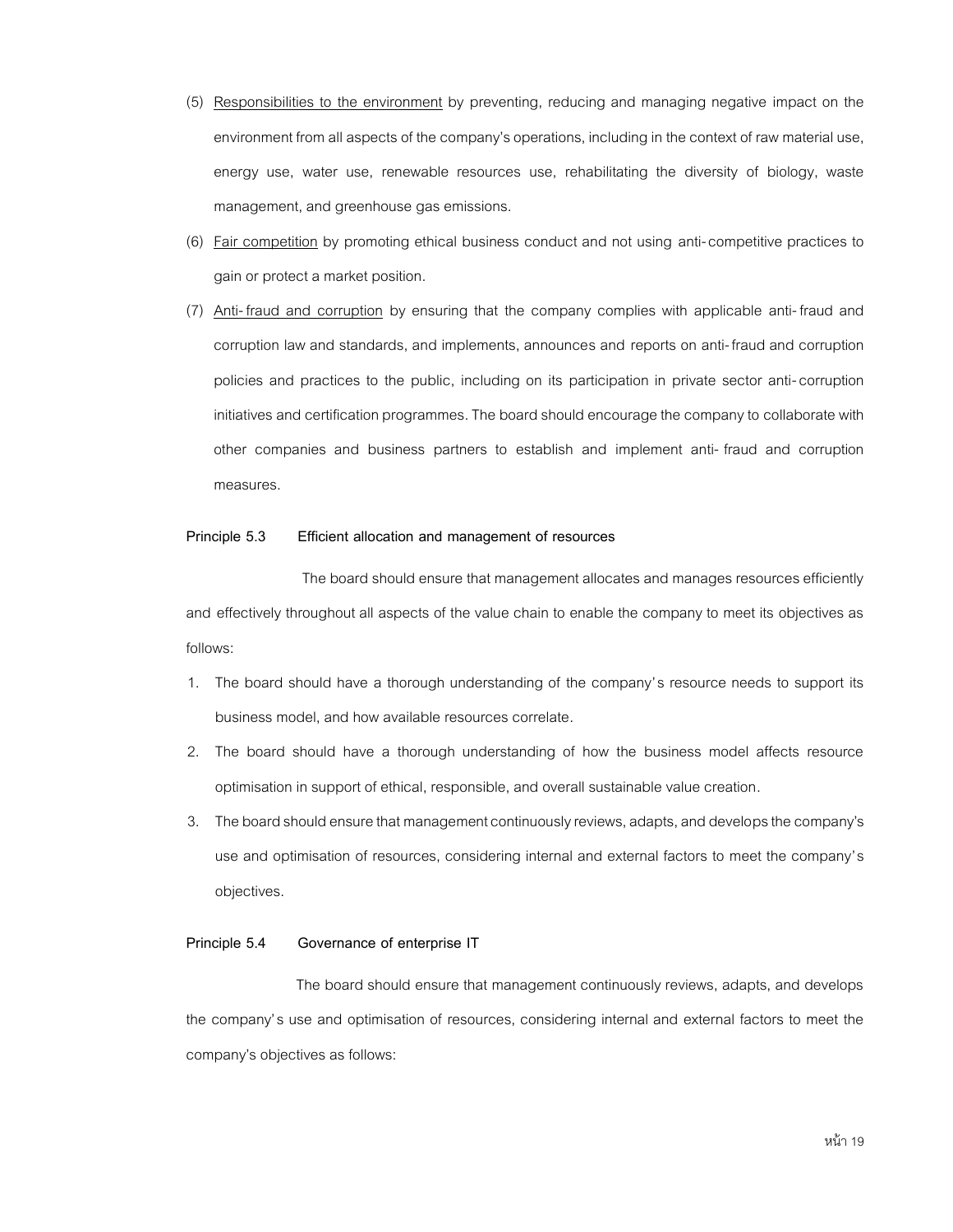(5) <u>Responsibilities to the environment</u> by preventing, reducing and managing negative impact on the environment from all aspects of the company's operations, including in the context of raw material use, energy use, water use, renewable resources use, rehabilitating the diversity of biology, waste management, and greenhouse gas emissions.

(6) <u>Fair competition</u> by promoting ethical business conduct and not using anti-competitive practices to gain or protect a market position.

(7) <u>Anti-fraud and corruption</u> by ensuring that the company complies with applicable anti-fraud and corruption law and standards, and implements, announces and reports on anti-fraud and corruption policies and practices to the public, including on its participation in private sector anti-corruption initiatives and certification programmes. The board should encourage the company to collaborate with other companies and business partners to establish and implement anti-fraud and corruption measures.

**Principle 5.3 Efficient allocation and management of resources**

The board should ensure that management allocates and manages resources efficiently and effectively throughout all aspects of the value chain to enable the company to meet its objectives as follows:

1. The board should have a thorough understanding of the company's resource needs to support its business model, and how available resources correlate.
2. The board should have a thorough understanding of how the business model affects resource optimisation in support of ethical, responsible, and overall sustainable value creation.
3. The board should ensure that management continuously reviews, adapts, and develops the company's use and optimisation of resources, considering internal and external factors to meet the company's objectives.

**Principle 5.4 Governance of enterprise IT**

The board should ensure that management continuously reviews, adapts, and develops the company's use and optimisation of resources, considering internal and external factors to meet the company's objectives as follows: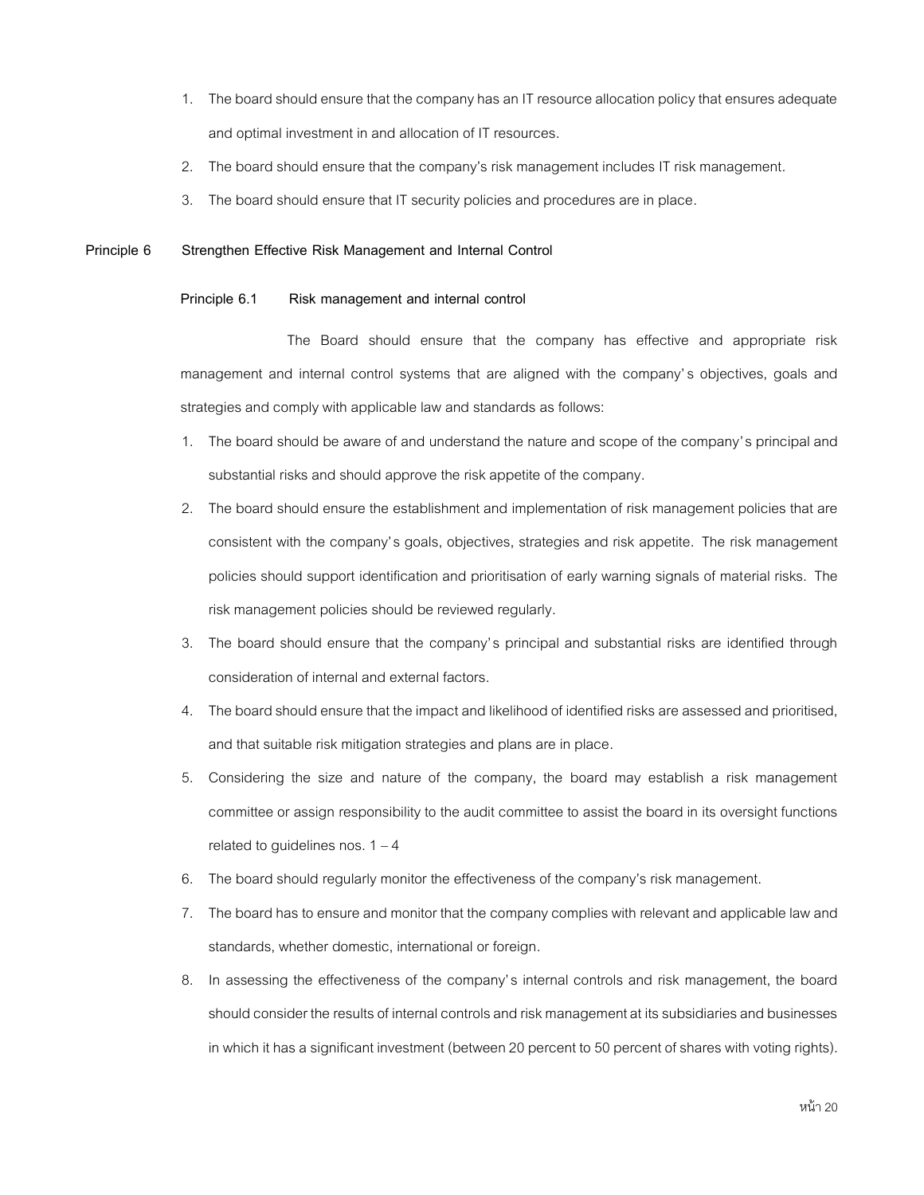1. The board should ensure that the company has an IT resource allocation policy that ensures adequate and optimal investment in and allocation of IT resources.
2. The board should ensure that the company's risk management includes IT risk management.
3. The board should ensure that IT security policies and procedures are in place.

## Principle 6 Strengthen Effective Risk Management and Internal Control

### Principle 6.1 Risk management and internal control

The Board should ensure that the company has effective and appropriate risk management and internal control systems that are aligned with the company's objectives, goals and strategies and comply with applicable law and standards as follows:

1. The board should be aware of and understand the nature and scope of the company's principal and substantial risks and should approve the risk appetite of the company.
2. The board should ensure the establishment and implementation of risk management policies that are consistent with the company's goals, objectives, strategies and risk appetite. The risk management policies should support identification and prioritisation of early warning signals of material risks. The risk management policies should be reviewed regularly.
3. The board should ensure that the company's principal and substantial risks are identified through consideration of internal and external factors.
4. The board should ensure that the impact and likelihood of identified risks are assessed and prioritised, and that suitable risk mitigation strategies and plans are in place.
5. Considering the size and nature of the company, the board may establish a risk management committee or assign responsibility to the audit committee to assist the board in its oversight functions related to guidelines nos. 1 – 4
6. The board should regularly monitor the effectiveness of the company's risk management.
7. The board has to ensure and monitor that the company complies with relevant and applicable law and standards, whether domestic, international or foreign.
8. In assessing the effectiveness of the company's internal controls and risk management, the board should consider the results of internal controls and risk management at its subsidiaries and businesses in which it has a significant investment (between 20 percent to 50 percent of shares with voting rights).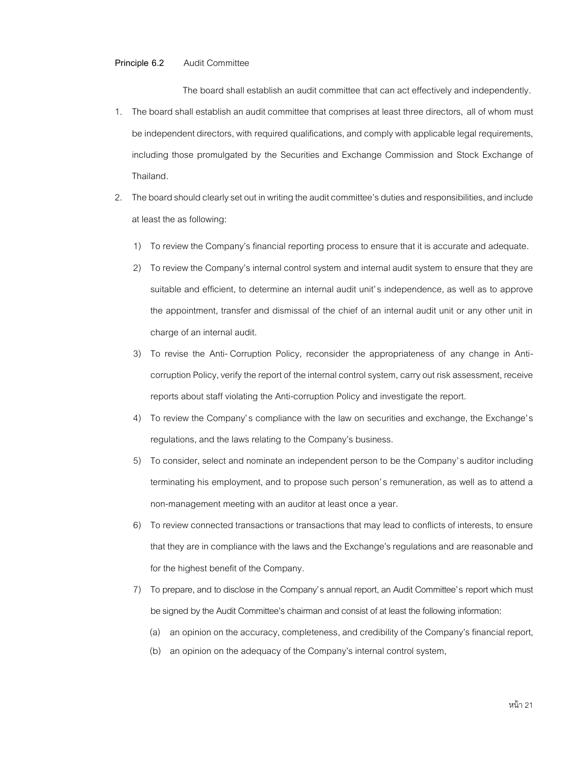**Principle 6.2** Audit Committee

The board shall establish an audit committee that can act effectively and independently.

1. The board shall establish an audit committee that comprises at least three directors, all of whom must be independent directors, with required qualifications, and comply with applicable legal requirements, including those promulgated by the Securities and Exchange Commission and Stock Exchange of Thailand.
2. The board should clearly set out in writing the audit committee's duties and responsibilities, and include at least the as following:
   1) To review the Company's financial reporting process to ensure that it is accurate and adequate.
   2) To review the Company's internal control system and internal audit system to ensure that they are suitable and efficient, to determine an internal audit unit's independence, as well as to approve the appointment, transfer and dismissal of the chief of an internal audit unit or any other unit in charge of an internal audit.
   3) To revise the Anti-Corruption Policy, reconsider the appropriateness of any change in Anti-corruption Policy, verify the report of the internal control system, carry out risk assessment, receive reports about staff violating the Anti-corruption Policy and investigate the report.
   4) To review the Company's compliance with the law on securities and exchange, the Exchange's regulations, and the laws relating to the Company's business.
   5) To consider, select and nominate an independent person to be the Company's auditor including terminating his employment, and to propose such person's remuneration, as well as to attend a non-management meeting with an auditor at least once a year.
   6) To review connected transactions or transactions that may lead to conflicts of interests, to ensure that they are in compliance with the laws and the Exchange's regulations and are reasonable and for the highest benefit of the Company.
   7) To prepare, and to disclose in the Company's annual report, an Audit Committee's report which must be signed by the Audit Committee's chairman and consist of at least the following information:
      (a) an opinion on the accuracy, completeness, and credibility of the Company's financial report,
      (b) an opinion on the adequacy of the Company's internal control system,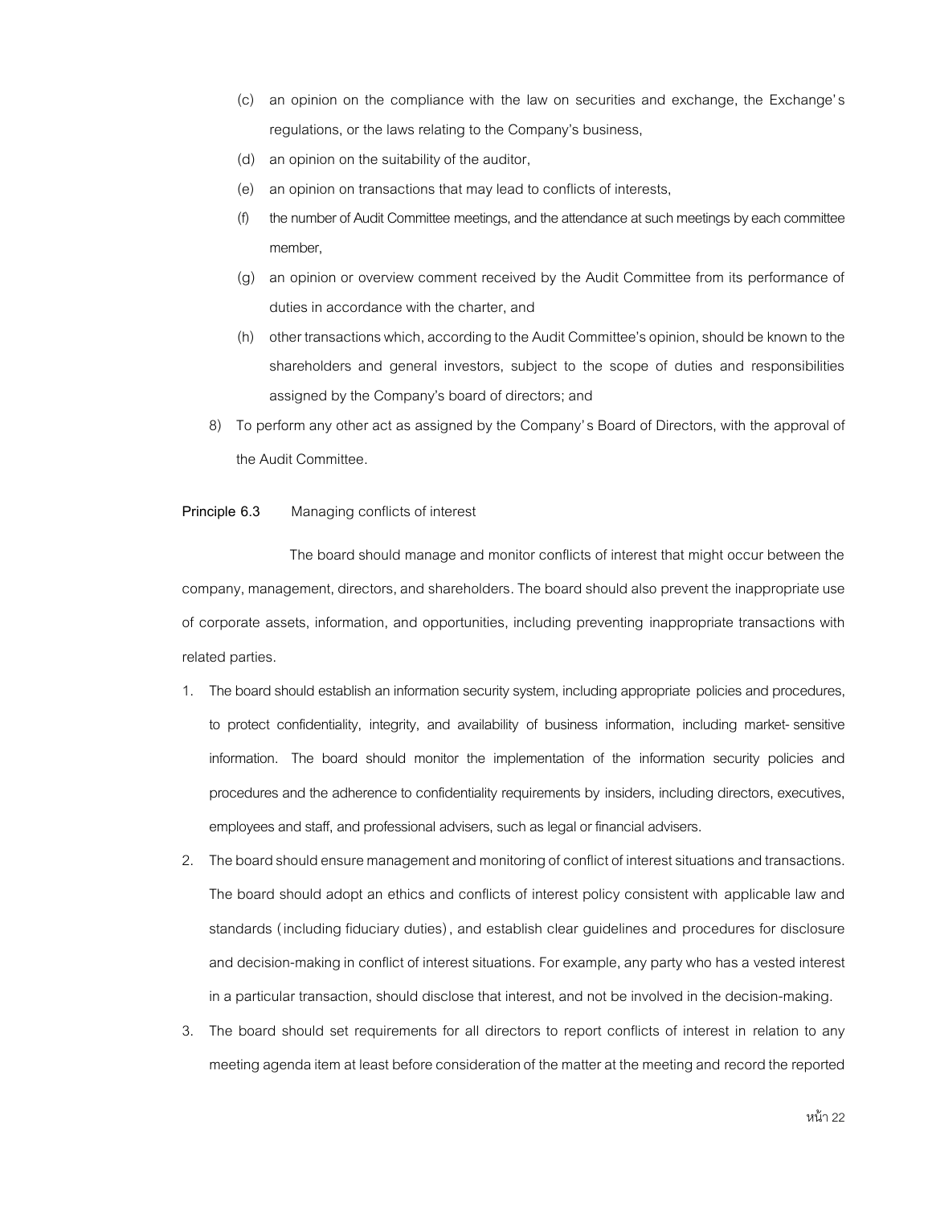(c) an opinion on the compliance with the law on securities and exchange, the Exchange's regulations, or the laws relating to the Company's business,

(d) an opinion on the suitability of the auditor,

(e) an opinion on transactions that may lead to conflicts of interests,

(f) the number of Audit Committee meetings, and the attendance at such meetings by each committee member,

(g) an opinion or overview comment received by the Audit Committee from its performance of duties in accordance with the charter, and

(h) other transactions which, according to the Audit Committee's opinion, should be known to the shareholders and general investors, subject to the scope of duties and responsibilities assigned by the Company's board of directors; and

8) To perform any other act as assigned by the Company's Board of Directors, with the approval of the Audit Committee.

**Principle 6.3** Managing conflicts of interest

The board should manage and monitor conflicts of interest that might occur between the company, management, directors, and shareholders. The board should also prevent the inappropriate use of corporate assets, information, and opportunities, including preventing inappropriate transactions with related parties.

1. The board should establish an information security system, including appropriate policies and procedures, to protect confidentiality, integrity, and availability of business information, including market-sensitive information. The board should monitor the implementation of the information security policies and procedures and the adherence to confidentiality requirements by insiders, including directors, executives, employees and staff, and professional advisers, such as legal or financial advisers.
2. The board should ensure management and monitoring of conflict of interest situations and transactions. The board should adopt an ethics and conflicts of interest policy consistent with applicable law and standards (including fiduciary duties), and establish clear guidelines and procedures for disclosure and decision-making in conflict of interest situations. For example, any party who has a vested interest in a particular transaction, should disclose that interest, and not be involved in the decision-making.
3. The board should set requirements for all directors to report conflicts of interest in relation to any meeting agenda item at least before consideration of the matter at the meeting and record the reported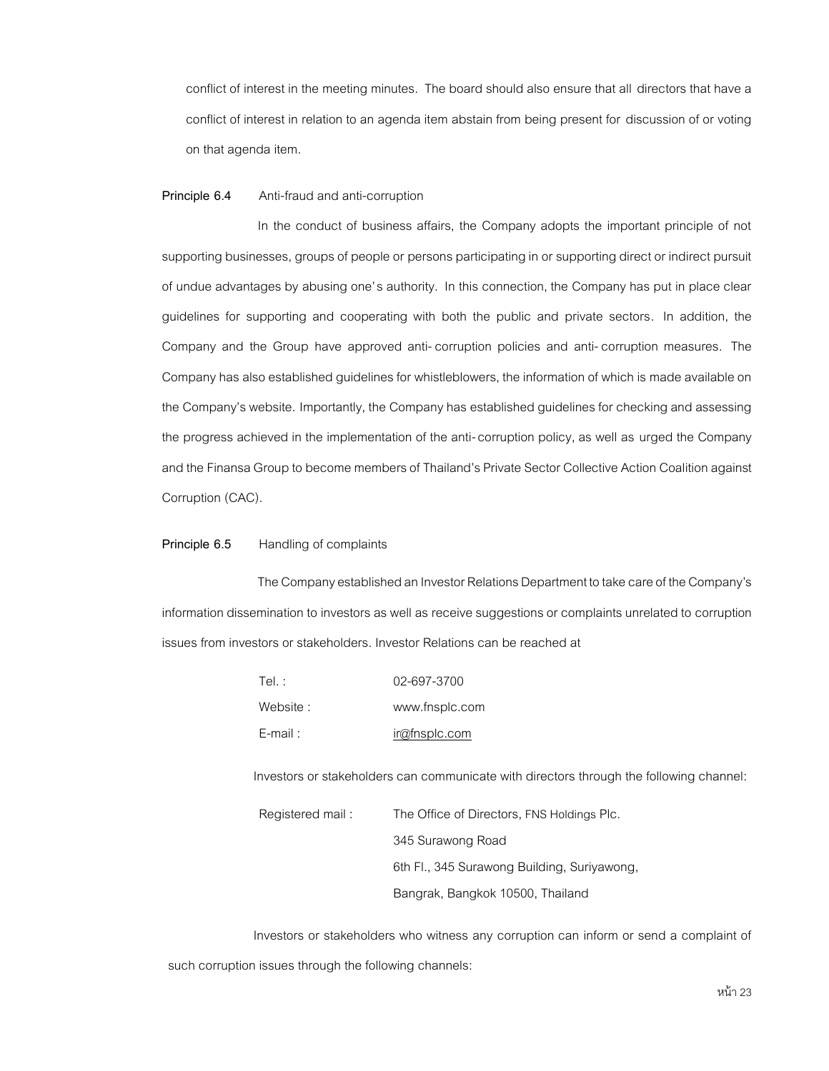conflict of interest in the meeting minutes. The board should also ensure that all directors that have a conflict of interest in relation to an agenda item abstain from being present for discussion of or voting on that agenda item.

**Principle 6.4** Anti-fraud and anti-corruption

In the conduct of business affairs, the Company adopts the important principle of not supporting businesses, groups of people or persons participating in or supporting direct or indirect pursuit of undue advantages by abusing one's authority. In this connection, the Company has put in place clear guidelines for supporting and cooperating with both the public and private sectors. In addition, the Company and the Group have approved anti-corruption policies and anti-corruption measures. The Company has also established guidelines for whistleblowers, the information of which is made available on the Company's website. Importantly, the Company has established guidelines for checking and assessing the progress achieved in the implementation of the anti-corruption policy, as well as urged the Company and the Finansa Group to become members of Thailand's Private Sector Collective Action Coalition against Corruption (CAC).

**Principle 6.5** Handling of complaints

The Company established an Investor Relations Department to take care of the Company's information dissemination to investors as well as receive suggestions or complaints unrelated to corruption issues from investors or stakeholders. Investor Relations can be reached at

| | |
|---|---|
| Tel. : | 02-697-3700 |
| Website : | www.fnsplc.com |
| E-mail : | ir@fnsplc.com |

Investors or stakeholders can communicate with directors through the following channel:

Registered mail : The Office of Directors, FNS Holdings Plc.
345 Surawong Road
6th Fl., 345 Surawong Building, Suriyawong,
Bangrak, Bangkok 10500, Thailand

Investors or stakeholders who witness any corruption can inform or send a complaint of such corruption issues through the following channels: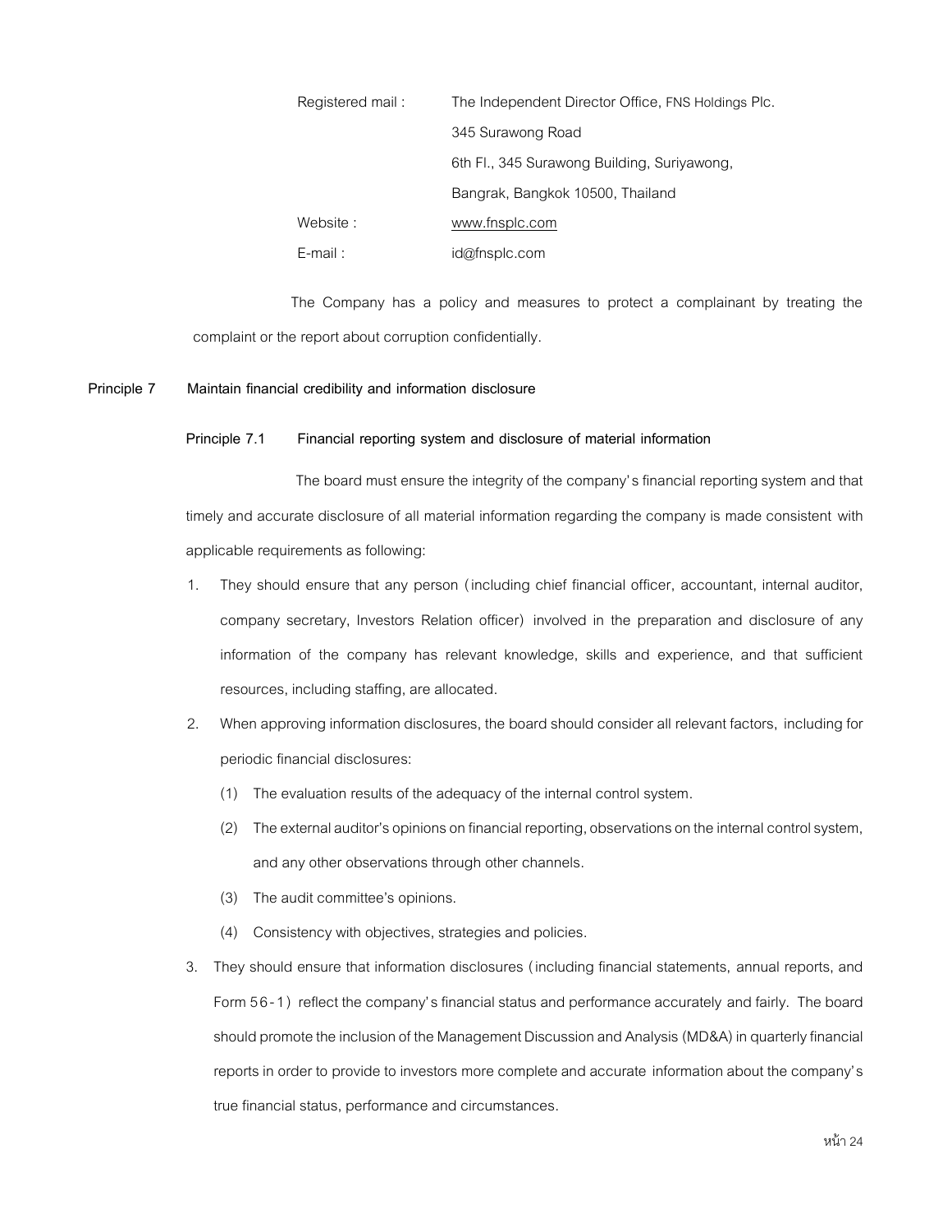| | |
|---|---|
| Registered mail : | The Independent Director Office, FNS Holdings Plc. |
| | 345 Surawong Road |
| | 6th Fl., 345 Surawong Building, Suriyawong, |
| | Bangrak, Bangkok 10500, Thailand |
| Website : | www.fnsplc.com |
| E-mail : | id@fnsplc.com |

The Company has a policy and measures to protect a complainant by treating the complaint or the report about corruption confidentially.

**Principle 7 Maintain financial credibility and information disclosure**

**Principle 7.1 Financial reporting system and disclosure of material information**

The board must ensure the integrity of the company's financial reporting system and that timely and accurate disclosure of all material information regarding the company is made consistent with applicable requirements as following:

1. They should ensure that any person (including chief financial officer, accountant, internal auditor, company secretary, Investors Relation officer) involved in the preparation and disclosure of any information of the company has relevant knowledge, skills and experience, and that sufficient resources, including staffing, are allocated.
2. When approving information disclosures, the board should consider all relevant factors, including for periodic financial disclosures:
   (1) The evaluation results of the adequacy of the internal control system.
   (2) The external auditor's opinions on financial reporting, observations on the internal control system, and any other observations through other channels.
   (3) The audit committee's opinions.
   (4) Consistency with objectives, strategies and policies.
3. They should ensure that information disclosures (including financial statements, annual reports, and Form 56-1) reflect the company's financial status and performance accurately and fairly. The board should promote the inclusion of the Management Discussion and Analysis (MD&A) in quarterly financial reports in order to provide to investors more complete and accurate information about the company's true financial status, performance and circumstances.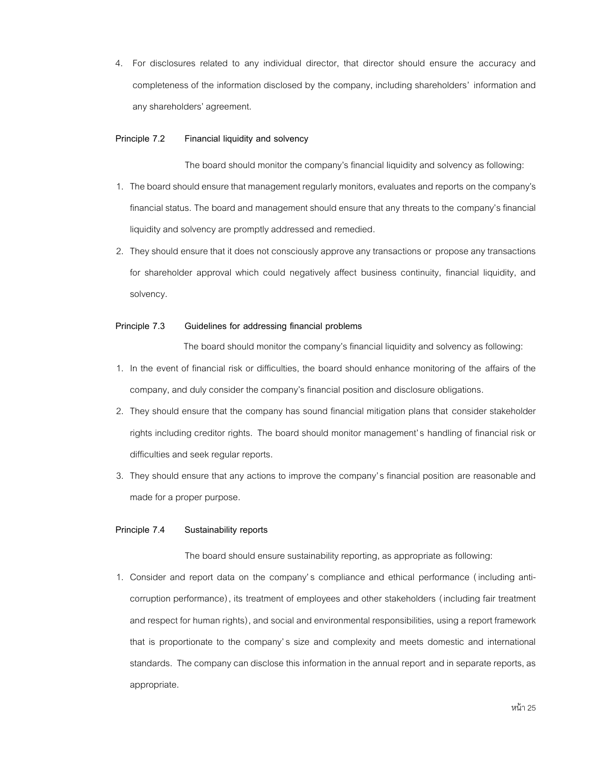4. For disclosures related to any individual director, that director should ensure the accuracy and completeness of the information disclosed by the company, including shareholders' information and any shareholders' agreement.

**Principle 7.2 Financial liquidity and solvency**

The board should monitor the company's financial liquidity and solvency as following:

1. The board should ensure that management regularly monitors, evaluates and reports on the company's financial status. The board and management should ensure that any threats to the company's financial liquidity and solvency are promptly addressed and remedied.
2. They should ensure that it does not consciously approve any transactions or propose any transactions for shareholder approval which could negatively affect business continuity, financial liquidity, and solvency.

**Principle 7.3 Guidelines for addressing financial problems**

The board should monitor the company's financial liquidity and solvency as following:

1. In the event of financial risk or difficulties, the board should enhance monitoring of the affairs of the company, and duly consider the company's financial position and disclosure obligations.
2. They should ensure that the company has sound financial mitigation plans that consider stakeholder rights including creditor rights. The board should monitor management's handling of financial risk or difficulties and seek regular reports.
3. They should ensure that any actions to improve the company's financial position are reasonable and made for a proper purpose.

**Principle 7.4 Sustainability reports**

The board should ensure sustainability reporting, as appropriate as following:

1. Consider and report data on the company's compliance and ethical performance (including anti-corruption performance), its treatment of employees and other stakeholders (including fair treatment and respect for human rights), and social and environmental responsibilities, using a report framework that is proportionate to the company's size and complexity and meets domestic and international standards. The company can disclose this information in the annual report and in separate reports, as appropriate.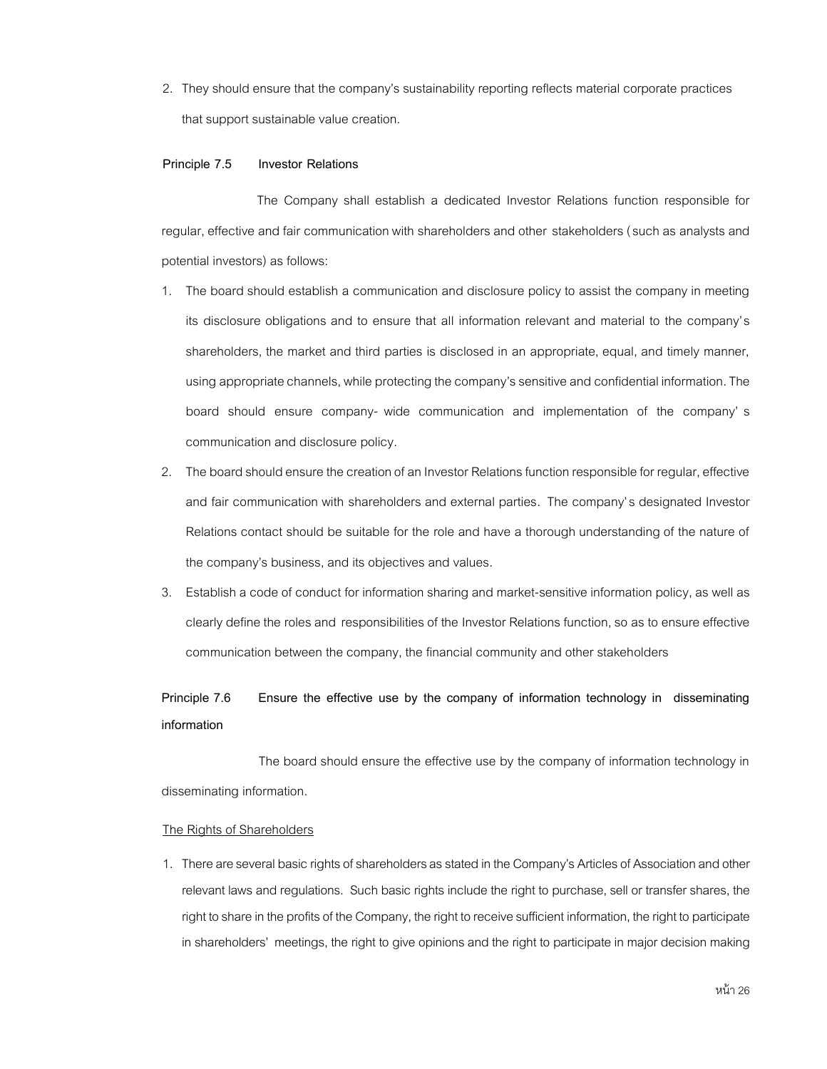2. They should ensure that the company's sustainability reporting reflects material corporate practices that support sustainable value creation.

**Principle 7.5 Investor Relations**

The Company shall establish a dedicated Investor Relations function responsible for regular, effective and fair communication with shareholders and other stakeholders (such as analysts and potential investors) as follows:

1. The board should establish a communication and disclosure policy to assist the company in meeting its disclosure obligations and to ensure that all information relevant and material to the company's shareholders, the market and third parties is disclosed in an appropriate, equal, and timely manner, using appropriate channels, while protecting the company's sensitive and confidential information. The board should ensure company-wide communication and implementation of the company's communication and disclosure policy.
2. The board should ensure the creation of an Investor Relations function responsible for regular, effective and fair communication with shareholders and external parties. The company's designated Investor Relations contact should be suitable for the role and have a thorough understanding of the nature of the company's business, and its objectives and values.
3. Establish a code of conduct for information sharing and market-sensitive information policy, as well as clearly define the roles and responsibilities of the Investor Relations function, so as to ensure effective communication between the company, the financial community and other stakeholders

**Principle 7.6 Ensure the effective use by the company of information technology in disseminating information**

The board should ensure the effective use by the company of information technology in disseminating information.

<u>The Rights of Shareholders</u>

1. There are several basic rights of shareholders as stated in the Company's Articles of Association and other relevant laws and regulations. Such basic rights include the right to purchase, sell or transfer shares, the right to share in the profits of the Company, the right to receive sufficient information, the right to participate in shareholders' meetings, the right to give opinions and the right to participate in major decision making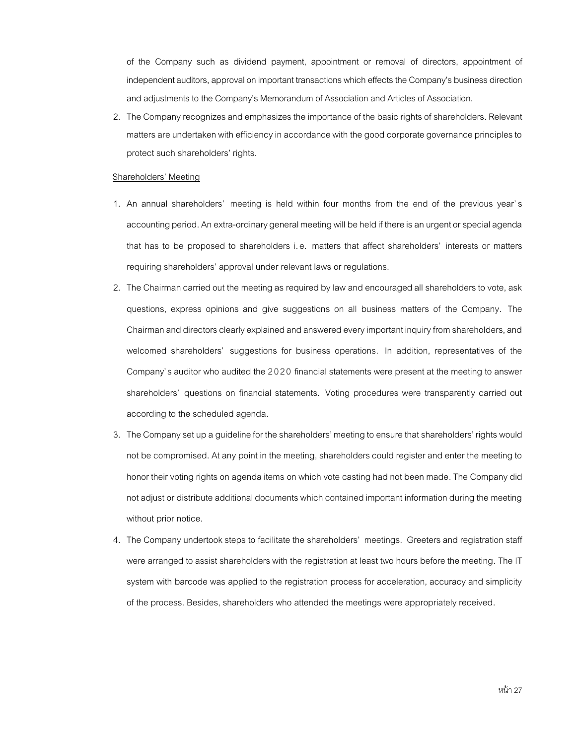of the Company such as dividend payment, appointment or removal of directors, appointment of independent auditors, approval on important transactions which effects the Company's business direction and adjustments to the Company's Memorandum of Association and Articles of Association.

2. The Company recognizes and emphasizes the importance of the basic rights of shareholders. Relevant matters are undertaken with efficiency in accordance with the good corporate governance principles to protect such shareholders' rights.

<u>Shareholders' Meeting</u>

1. An annual shareholders' meeting is held within four months from the end of the previous year's accounting period. An extra-ordinary general meeting will be held if there is an urgent or special agenda that has to be proposed to shareholders i.e. matters that affect shareholders' interests or matters requiring shareholders' approval under relevant laws or regulations.
2. The Chairman carried out the meeting as required by law and encouraged all shareholders to vote, ask questions, express opinions and give suggestions on all business matters of the Company. The Chairman and directors clearly explained and answered every important inquiry from shareholders, and welcomed shareholders' suggestions for business operations. In addition, representatives of the Company's auditor who audited the 2020 financial statements were present at the meeting to answer shareholders' questions on financial statements. Voting procedures were transparently carried out according to the scheduled agenda.
3. The Company set up a guideline for the shareholders' meeting to ensure that shareholders' rights would not be compromised. At any point in the meeting, shareholders could register and enter the meeting to honor their voting rights on agenda items on which vote casting had not been made. The Company did not adjust or distribute additional documents which contained important information during the meeting without prior notice.
4. The Company undertook steps to facilitate the shareholders' meetings. Greeters and registration staff were arranged to assist shareholders with the registration at least two hours before the meeting. The IT system with barcode was applied to the registration process for acceleration, accuracy and simplicity of the process. Besides, shareholders who attended the meetings were appropriately received.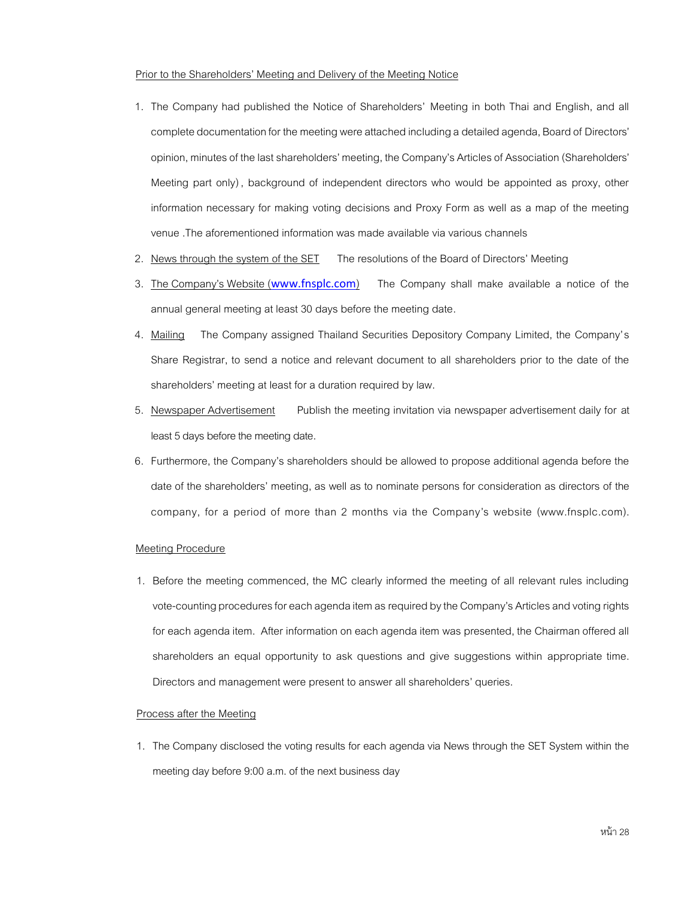Prior to the Shareholders' Meeting and Delivery of the Meeting Notice

1. The Company had published the Notice of Shareholders' Meeting in both Thai and English, and all complete documentation for the meeting were attached including a detailed agenda, Board of Directors' opinion, minutes of the last shareholders' meeting, the Company's Articles of Association (Shareholders' Meeting part only), background of independent directors who would be appointed as proxy, other information necessary for making voting decisions and Proxy Form as well as a map of the meeting venue .The aforementioned information was made available via various channels
2. News through the system of the SET The resolutions of the Board of Directors' Meeting
3. The Company's Website (**www.fnsplc.com**) The Company shall make available a notice of the annual general meeting at least 30 days before the meeting date.
4. Mailing The Company assigned Thailand Securities Depository Company Limited, the Company's Share Registrar, to send a notice and relevant document to all shareholders prior to the date of the shareholders' meeting at least for a duration required by law.
5. Newspaper Advertisement Publish the meeting invitation via newspaper advertisement daily for at least 5 days before the meeting date.
6. Furthermore, the Company's shareholders should be allowed to propose additional agenda before the date of the shareholders' meeting, as well as to nominate persons for consideration as directors of the company, for a period of more than 2 months via the Company's website (www.fnsplc.com).

Meeting Procedure

1. Before the meeting commenced, the MC clearly informed the meeting of all relevant rules including vote-counting procedures for each agenda item as required by the Company's Articles and voting rights for each agenda item. After information on each agenda item was presented, the Chairman offered all shareholders an equal opportunity to ask questions and give suggestions within appropriate time. Directors and management were present to answer all shareholders' queries.

Process after the Meeting

1. The Company disclosed the voting results for each agenda via News through the SET System within the meeting day before 9:00 a.m. of the next business day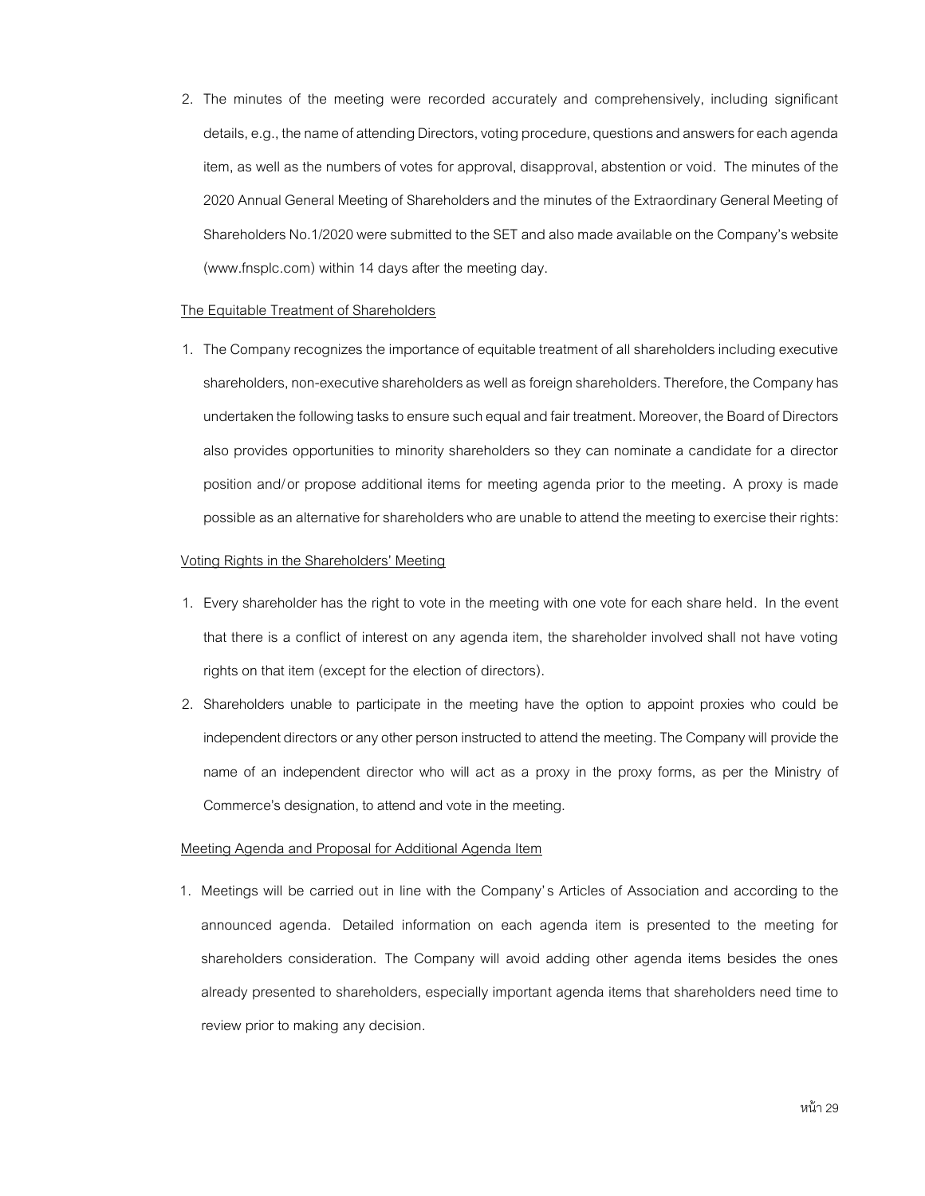2. The minutes of the meeting were recorded accurately and comprehensively, including significant details, e.g., the name of attending Directors, voting procedure, questions and answers for each agenda item, as well as the numbers of votes for approval, disapproval, abstention or void. The minutes of the 2020 Annual General Meeting of Shareholders and the minutes of the Extraordinary General Meeting of Shareholders No.1/2020 were submitted to the SET and also made available on the Company's website (www.fnsplc.com) within 14 days after the meeting day.

<u>The Equitable Treatment of Shareholders</u>

1. The Company recognizes the importance of equitable treatment of all shareholders including executive shareholders, non-executive shareholders as well as foreign shareholders. Therefore, the Company has undertaken the following tasks to ensure such equal and fair treatment. Moreover, the Board of Directors also provides opportunities to minority shareholders so they can nominate a candidate for a director position and/or propose additional items for meeting agenda prior to the meeting. A proxy is made possible as an alternative for shareholders who are unable to attend the meeting to exercise their rights:

<u>Voting Rights in the Shareholders' Meeting</u>

1. Every shareholder has the right to vote in the meeting with one vote for each share held. In the event that there is a conflict of interest on any agenda item, the shareholder involved shall not have voting rights on that item (except for the election of directors).
2. Shareholders unable to participate in the meeting have the option to appoint proxies who could be independent directors or any other person instructed to attend the meeting. The Company will provide the name of an independent director who will act as a proxy in the proxy forms, as per the Ministry of Commerce's designation, to attend and vote in the meeting.

<u>Meeting Agenda and Proposal for Additional Agenda Item</u>

1. Meetings will be carried out in line with the Company's Articles of Association and according to the announced agenda. Detailed information on each agenda item is presented to the meeting for shareholders consideration. The Company will avoid adding other agenda items besides the ones already presented to shareholders, especially important agenda items that shareholders need time to review prior to making any decision.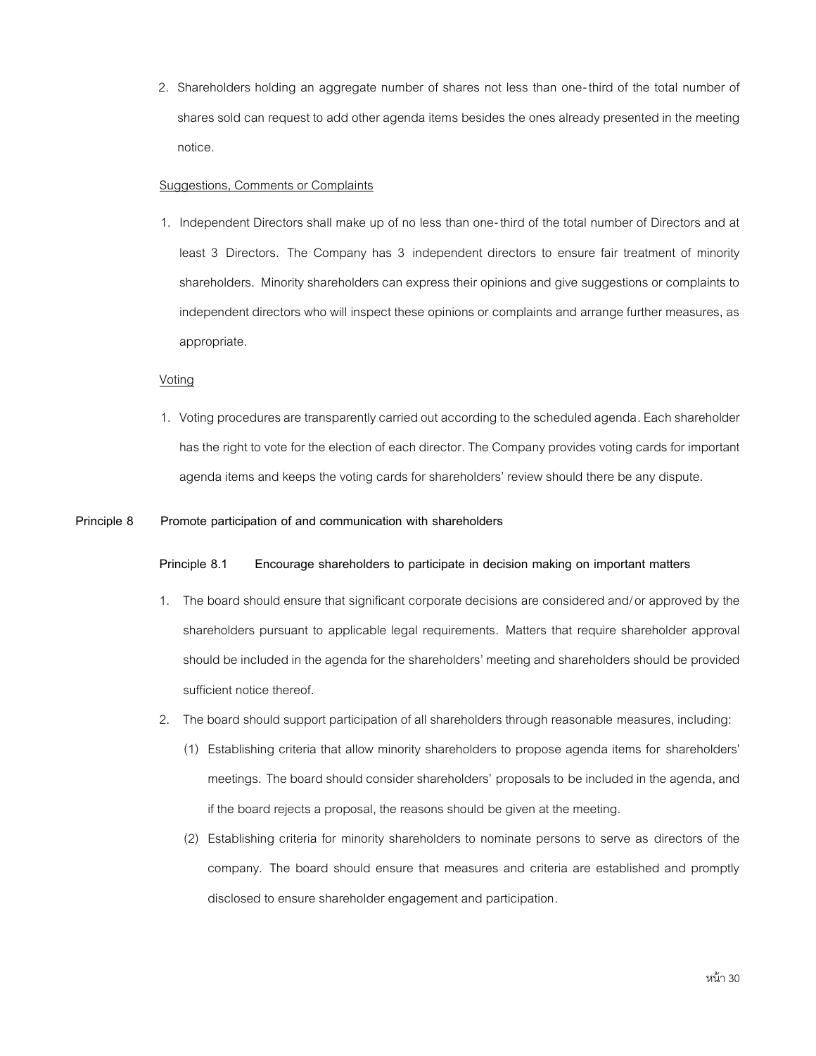2. Shareholders holding an aggregate number of shares not less than one-third of the total number of shares sold can request to add other agenda items besides the ones already presented in the meeting notice.

Suggestions, Comments or Complaints

1. Independent Directors shall make up of no less than one-third of the total number of Directors and at least 3 Directors. The Company has 3 independent directors to ensure fair treatment of minority shareholders. Minority shareholders can express their opinions and give suggestions or complaints to independent directors who will inspect these opinions or complaints and arrange further measures, as appropriate.

Voting

1. Voting procedures are transparently carried out according to the scheduled agenda. Each shareholder has the right to vote for the election of each director. The Company provides voting cards for important agenda items and keeps the voting cards for shareholders' review should there be any dispute.

**Principle 8 Promote participation of and communication with shareholders**

**Principle 8.1 Encourage shareholders to participate in decision making on important matters**

1. The board should ensure that significant corporate decisions are considered and/or approved by the shareholders pursuant to applicable legal requirements. Matters that require shareholder approval should be included in the agenda for the shareholders' meeting and shareholders should be provided sufficient notice thereof.
2. The board should support participation of all shareholders through reasonable measures, including:
   (1) Establishing criteria that allow minority shareholders to propose agenda items for shareholders' meetings. The board should consider shareholders' proposals to be included in the agenda, and if the board rejects a proposal, the reasons should be given at the meeting.
   (2) Establishing criteria for minority shareholders to nominate persons to serve as directors of the company. The board should ensure that measures and criteria are established and promptly disclosed to ensure shareholder engagement and participation.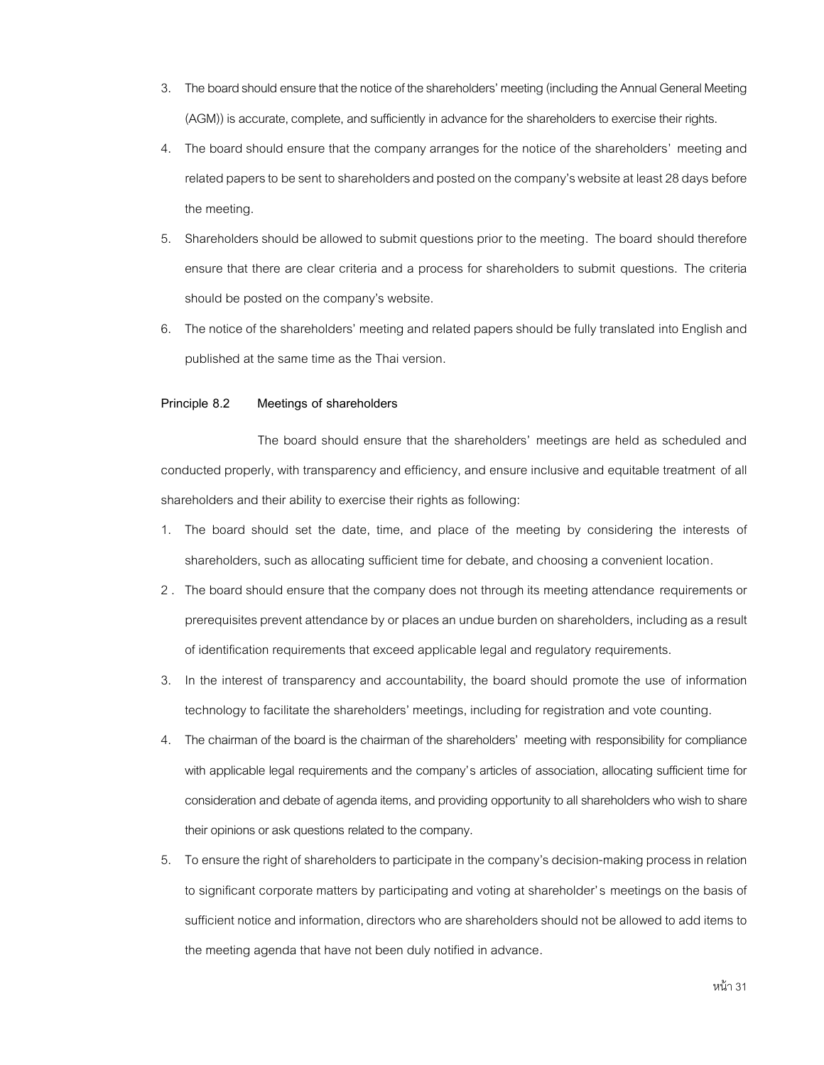3. The board should ensure that the notice of the shareholders' meeting (including the Annual General Meeting (AGM)) is accurate, complete, and sufficiently in advance for the shareholders to exercise their rights.
4. The board should ensure that the company arranges for the notice of the shareholders' meeting and related papers to be sent to shareholders and posted on the company's website at least 28 days before the meeting.
5. Shareholders should be allowed to submit questions prior to the meeting. The board should therefore ensure that there are clear criteria and a process for shareholders to submit questions. The criteria should be posted on the company's website.
6. The notice of the shareholders' meeting and related papers should be fully translated into English and published at the same time as the Thai version.

**Principle 8.2 Meetings of shareholders**

The board should ensure that the shareholders' meetings are held as scheduled and conducted properly, with transparency and efficiency, and ensure inclusive and equitable treatment of all shareholders and their ability to exercise their rights as following:

1. The board should set the date, time, and place of the meeting by considering the interests of shareholders, such as allocating sufficient time for debate, and choosing a convenient location.
2. The board should ensure that the company does not through its meeting attendance requirements or prerequisites prevent attendance by or places an undue burden on shareholders, including as a result of identification requirements that exceed applicable legal and regulatory requirements.
3. In the interest of transparency and accountability, the board should promote the use of information technology to facilitate the shareholders' meetings, including for registration and vote counting.
4. The chairman of the board is the chairman of the shareholders' meeting with responsibility for compliance with applicable legal requirements and the company's articles of association, allocating sufficient time for consideration and debate of agenda items, and providing opportunity to all shareholders who wish to share their opinions or ask questions related to the company.
5. To ensure the right of shareholders to participate in the company's decision-making process in relation to significant corporate matters by participating and voting at shareholder's meetings on the basis of sufficient notice and information, directors who are shareholders should not be allowed to add items to the meeting agenda that have not been duly notified in advance.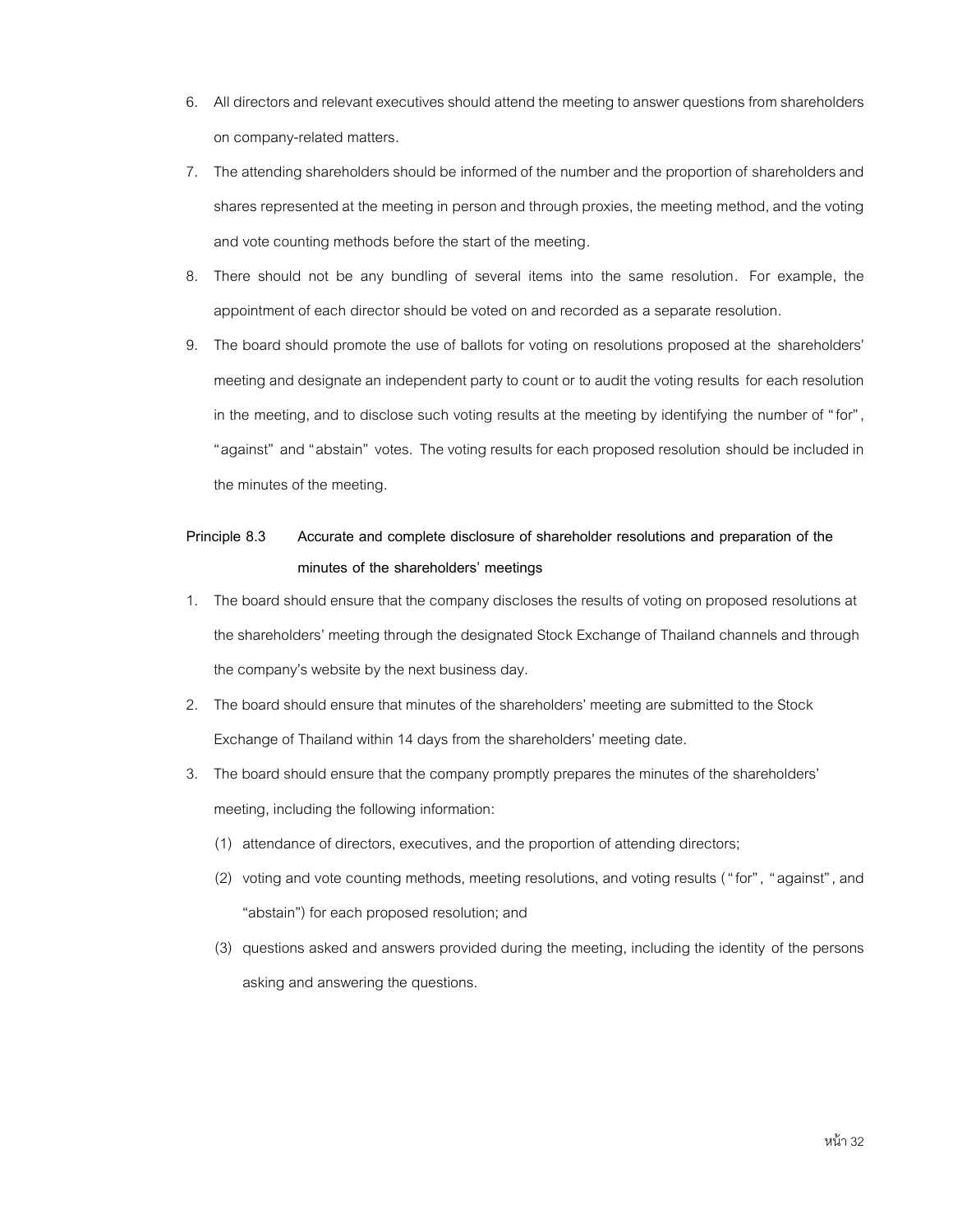6. All directors and relevant executives should attend the meeting to answer questions from shareholders on company-related matters.
7. The attending shareholders should be informed of the number and the proportion of shareholders and shares represented at the meeting in person and through proxies, the meeting method, and the voting and vote counting methods before the start of the meeting.
8. There should not be any bundling of several items into the same resolution. For example, the appointment of each director should be voted on and recorded as a separate resolution.
9. The board should promote the use of ballots for voting on resolutions proposed at the shareholders' meeting and designate an independent party to count or to audit the voting results for each resolution in the meeting, and to disclose such voting results at the meeting by identifying the number of "for", "against" and "abstain" votes. The voting results for each proposed resolution should be included in the minutes of the meeting.

**Principle 8.3 Accurate and complete disclosure of shareholder resolutions and preparation of the minutes of the shareholders' meetings**

1. The board should ensure that the company discloses the results of voting on proposed resolutions at the shareholders' meeting through the designated Stock Exchange of Thailand channels and through the company's website by the next business day.
2. The board should ensure that minutes of the shareholders' meeting are submitted to the Stock Exchange of Thailand within 14 days from the shareholders' meeting date.
3. The board should ensure that the company promptly prepares the minutes of the shareholders' meeting, including the following information:
   (1) attendance of directors, executives, and the proportion of attending directors;
   (2) voting and vote counting methods, meeting resolutions, and voting results ("for", "against", and "abstain") for each proposed resolution; and
   (3) questions asked and answers provided during the meeting, including the identity of the persons asking and answering the questions.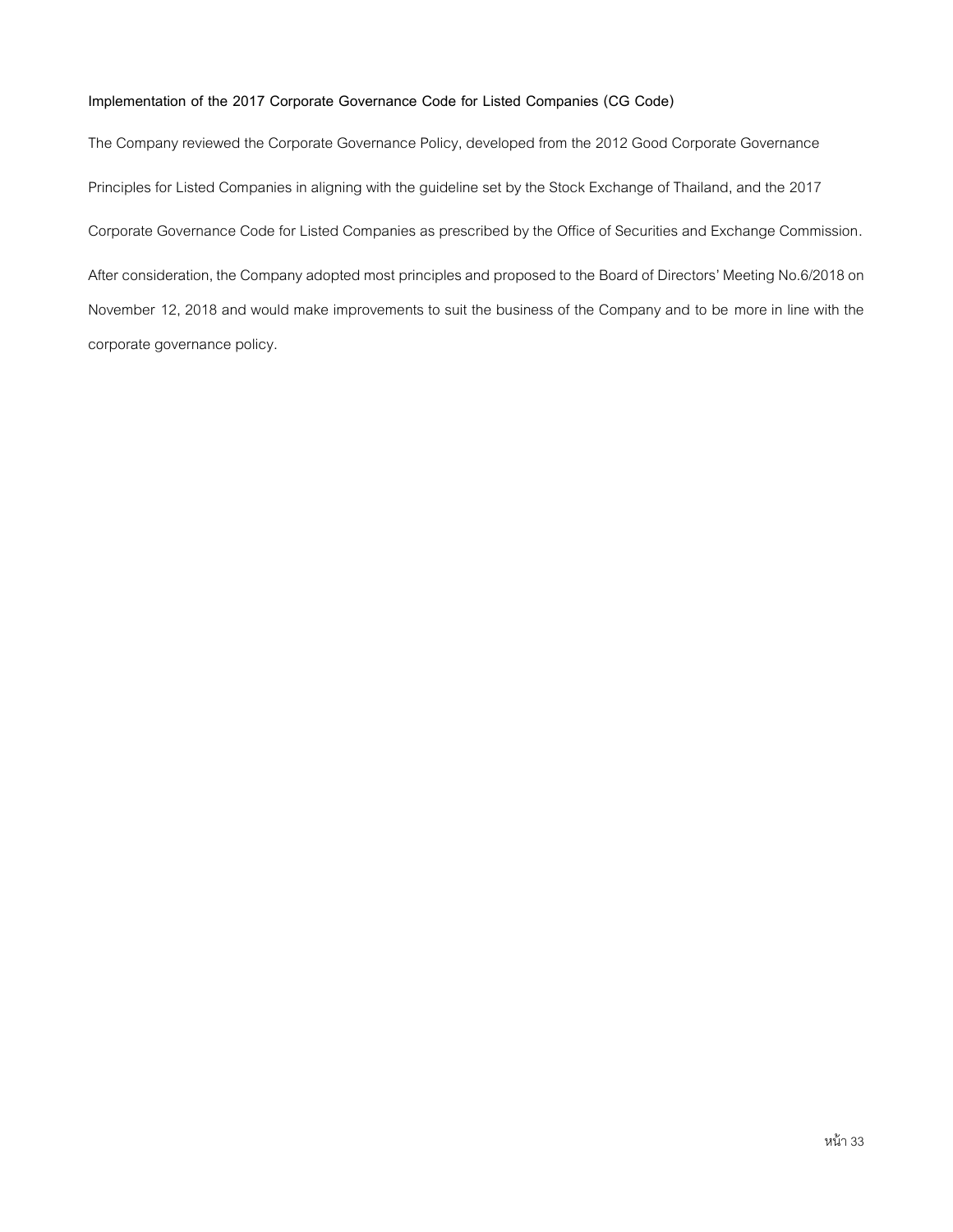**Implementation of the 2017 Corporate Governance Code for Listed Companies (CG Code)**

The Company reviewed the Corporate Governance Policy, developed from the 2012 Good Corporate Governance Principles for Listed Companies in aligning with the guideline set by the Stock Exchange of Thailand, and the 2017 Corporate Governance Code for Listed Companies as prescribed by the Office of Securities and Exchange Commission.

After consideration, the Company adopted most principles and proposed to the Board of Directors' Meeting No.6/2018 on November 12, 2018 and would make improvements to suit the business of the Company and to be more in line with the corporate governance policy.